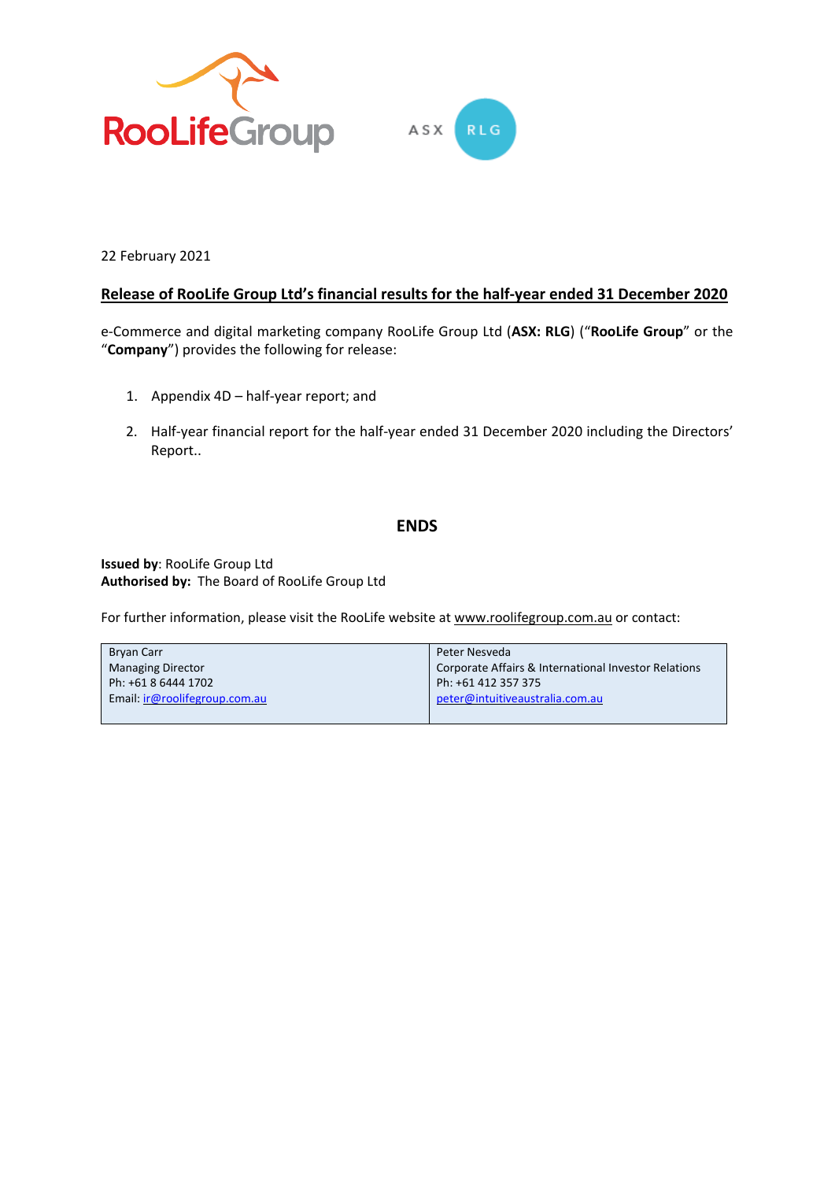RooLifeGroup

ASX RLG

22 February 2021

**Release of RooLife Group Ltd's financial results for the half-year ended 31 December 2020**

e-Commerce and digital marketing company RooLife Group Ltd (**ASX: RLG**) ("**RooLife Group**" or the "**Company**") provides the following for release:

1. Appendix 4D – half-year report; and
2. Half-year financial report for the half-year ended 31 December 2020 including the Directors' Report..

**ENDS**

**Issued by**: RooLife Group Ltd
**Authorised by:** The Board of RooLife Group Ltd

For further information, please visit the RooLife website at www.roolifegroup.com.au or contact:

| Bryan Carr<br>Managing Director<br>Ph: +61 8 6444 1702<br>Email: ir@roolifegroup.com.au | Peter Nesveda<br>Corporate Affairs & International Investor Relations<br>Ph: +61 412 357 375<br>peter@intuitiveaustralia.com.au |
|---|---|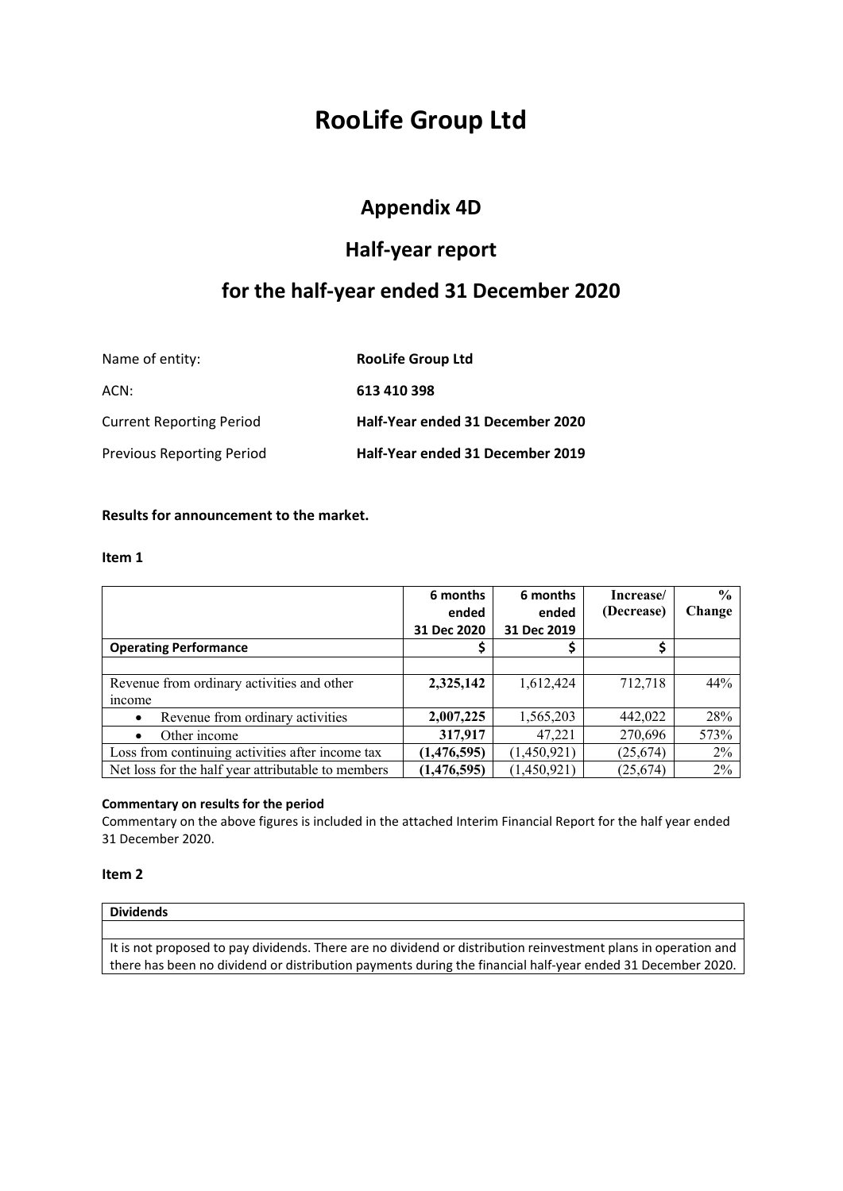# RooLife Group Ltd

## Appendix 4D

## Half-year report

## for the half-year ended 31 December 2020

| | |
|---|---|
| Name of entity: | **RooLife Group Ltd** |
| ACN: | **613 410 398** |
| Current Reporting Period | **Half-Year ended 31 December 2020** |
| Previous Reporting Period | **Half-Year ended 31 December 2019** |

**Results for announcement to the market.**

**Item 1**

| | 6 months ended 31 Dec 2020 | 6 months ended 31 Dec 2019 | Increase/ (Decrease) | % Change |
|---|---|---|---|---|
| **Operating Performance** | **$** | **$** | **$** | |
| | | | | |
| Revenue from ordinary activities and other income | **2,325,142** | 1,612,424 | 712,718 | 44% |
| • Revenue from ordinary activities | **2,007,225** | 1,565,203 | 442,022 | 28% |
| • Other income | **317,917** | 47,221 | 270,696 | 573% |
| Loss from continuing activities after income tax | **(1,476,595)** | (1,450,921) | (25,674) | 2% |
| Net loss for the half year attributable to members | **(1,476,595)** | (1,450,921) | (25,674) | 2% |

**Commentary on results for the period**

Commentary on the above figures is included in the attached Interim Financial Report for the half year ended 31 December 2020.

**Item 2**

| **Dividends** |
|---|
| |
| It is not proposed to pay dividends. There are no dividend or distribution reinvestment plans in operation and there has been no dividend or distribution payments during the financial half-year ended 31 December 2020. |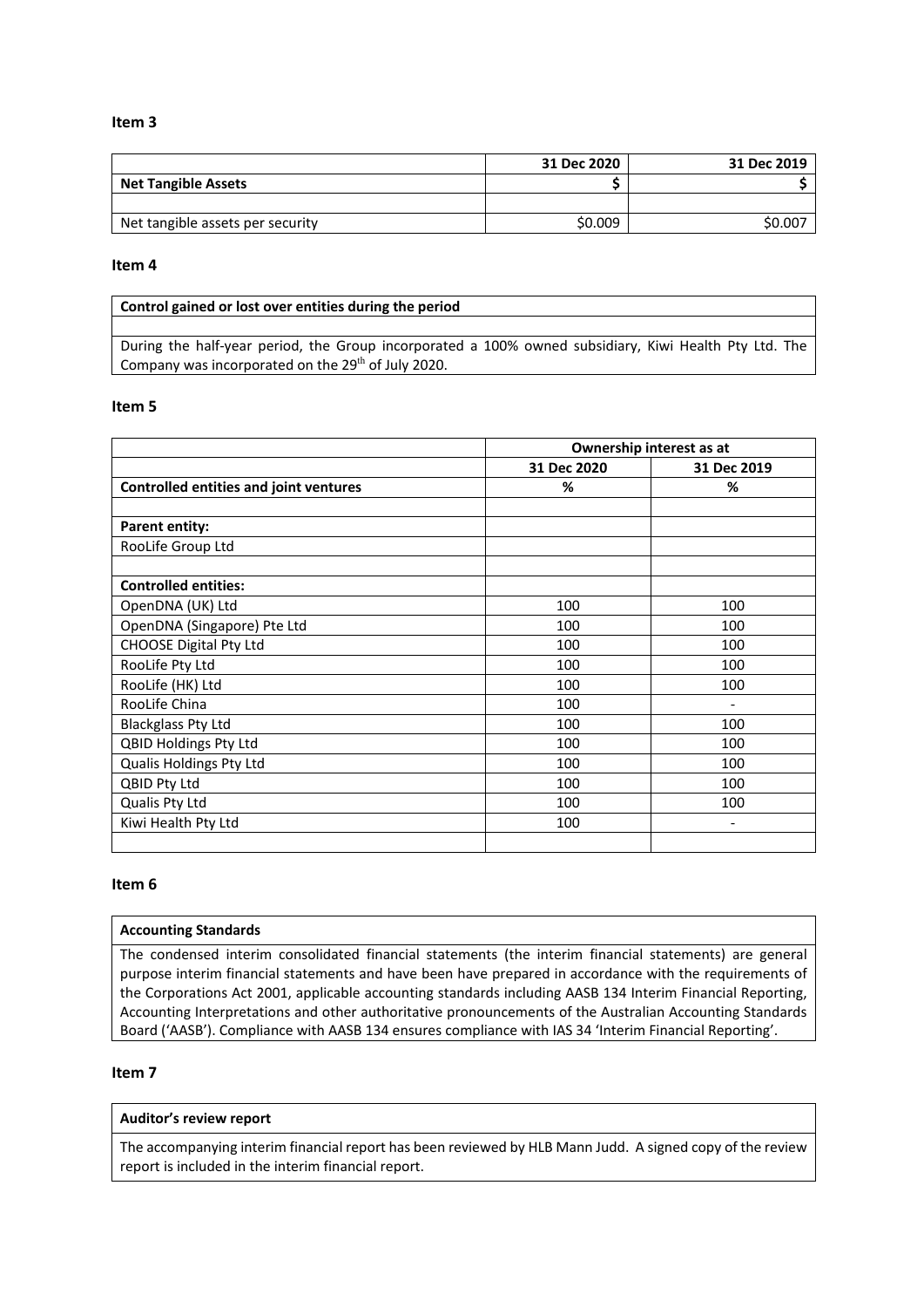## Item 3

| | 31 Dec 2020 | 31 Dec 2019 |
|---|---|---|
| **Net Tangible Assets** | **$** | **$** |
| | | |
| Net tangible assets per security | $0.009 | $0.007 |

## Item 4

| Control gained or lost over entities during the period |
|---|
| |
| During the half-year period, the Group incorporated a 100% owned subsidiary, Kiwi Health Pty Ltd. The Company was incorporated on the 29th of July 2020. |

## Item 5

| | Ownership interest as at | |
|---|---|---|
| | 31 Dec 2020 | 31 Dec 2019 |
| **Controlled entities and joint ventures** | **%** | **%** |
| | | |
| **Parent entity:** | | |
| RooLife Group Ltd | | |
| | | |
| **Controlled entities:** | | |
| OpenDNA (UK) Ltd | 100 | 100 |
| OpenDNA (Singapore) Pte Ltd | 100 | 100 |
| CHOOSE Digital Pty Ltd | 100 | 100 |
| RooLife Pty Ltd | 100 | 100 |
| RooLife (HK) Ltd | 100 | 100 |
| RooLife China | 100 | - |
| Blackglass Pty Ltd | 100 | 100 |
| QBID Holdings Pty Ltd | 100 | 100 |
| Qualis Holdings Pty Ltd | 100 | 100 |
| QBID Pty Ltd | 100 | 100 |
| Qualis Pty Ltd | 100 | 100 |
| Kiwi Health Pty Ltd | 100 | - |
| | | |

## Item 6

| Accounting Standards |
|---|
| The condensed interim consolidated financial statements (the interim financial statements) are general purpose interim financial statements and have been have prepared in accordance with the requirements of the Corporations Act 2001, applicable accounting standards including AASB 134 Interim Financial Reporting, Accounting Interpretations and other authoritative pronouncements of the Australian Accounting Standards Board ('AASB'). Compliance with AASB 134 ensures compliance with IAS 34 'Interim Financial Reporting'. |

## Item 7

| Auditor's review report |
|---|
| The accompanying interim financial report has been reviewed by HLB Mann Judd. A signed copy of the review report is included in the interim financial report. |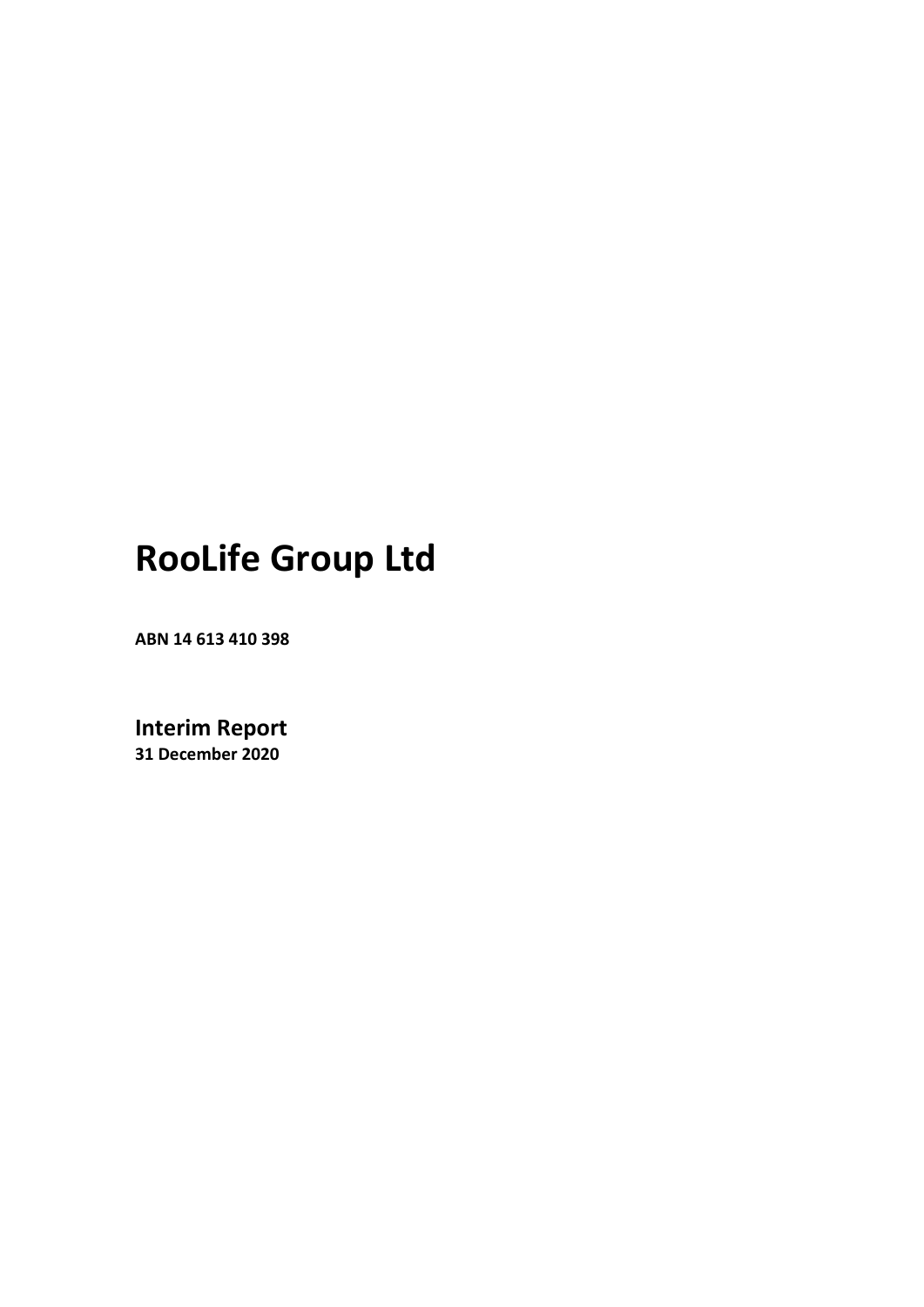# RooLife Group Ltd

**ABN 14 613 410 398**

## Interim Report

**31 December 2020**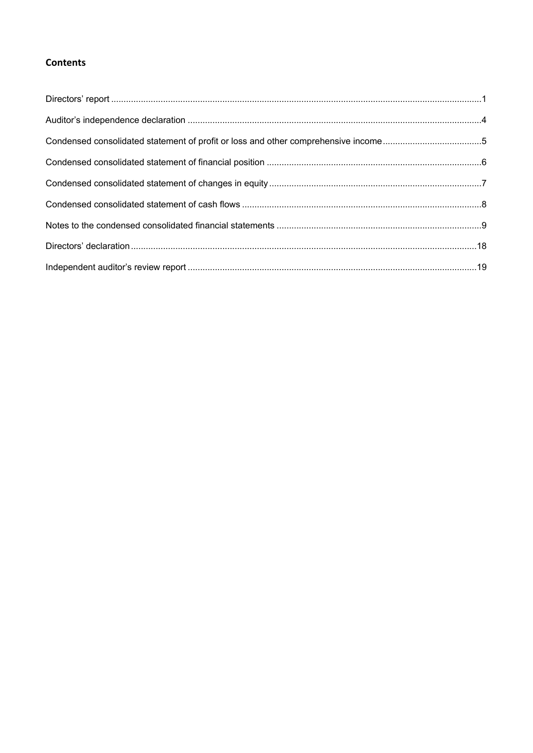## Contents

Directors' report ....................................................................................................................................................1

Auditor's independence declaration ......................................................................................................................4

Condensed consolidated statement of profit or loss and other comprehensive income........................................5

Condensed consolidated statement of financial position ......................................................................................6

Condensed consolidated statement of changes in equity.....................................................................................7

Condensed consolidated statement of cash flows ................................................................................................8

Notes to the condensed consolidated financial statements ..................................................................................9

Directors' declaration...........................................................................................................................................18

Independent auditor's review report ....................................................................................................................19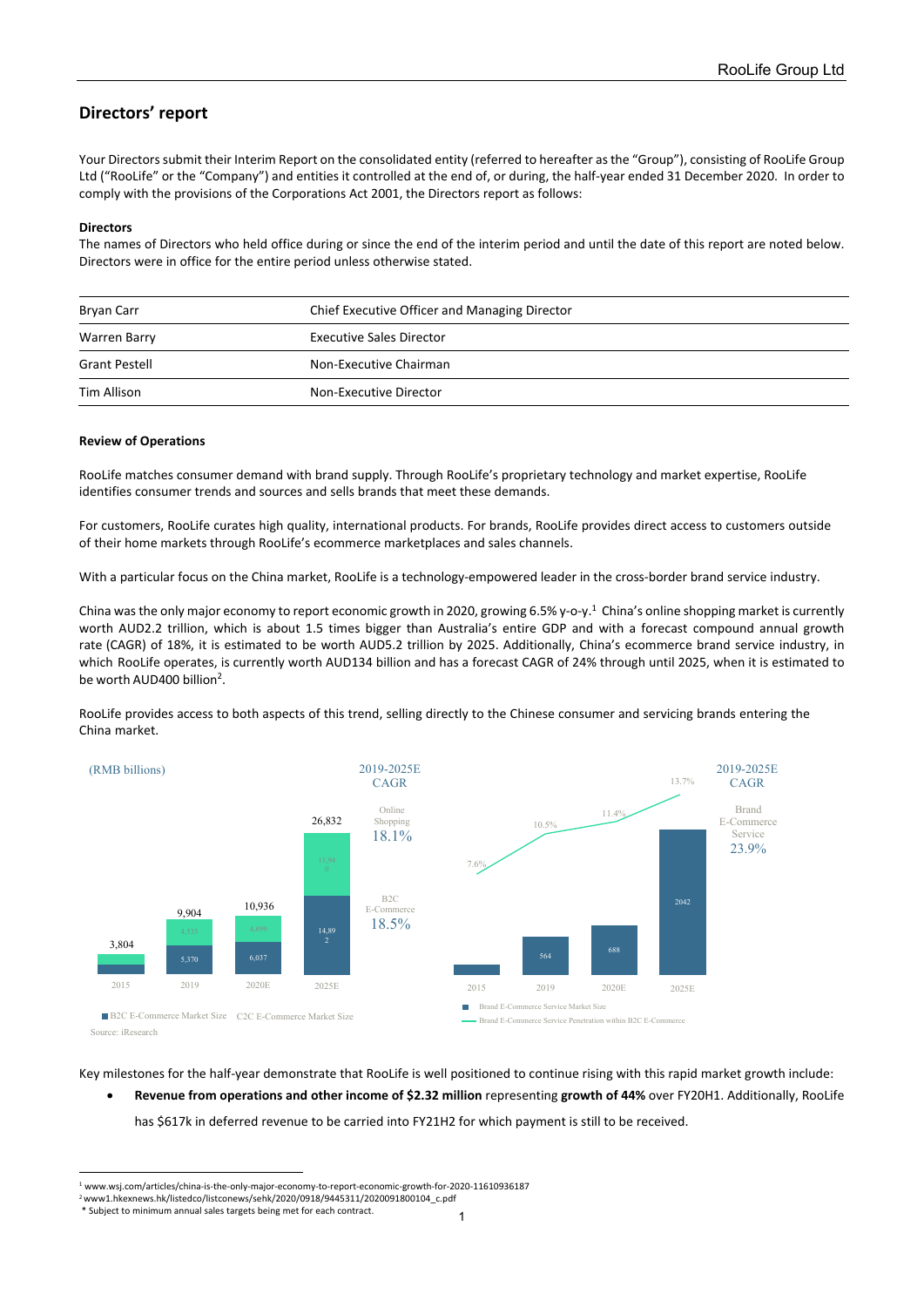## Directors' report

Your Directors submit their Interim Report on the consolidated entity (referred to hereafter as the "Group"), consisting of RooLife Group Ltd ("RooLife" or the "Company") and entities it controlled at the end of, or during, the half-year ended 31 December 2020. In order to comply with the provisions of the Corporations Act 2001, the Directors report as follows:

### Directors

The names of Directors who held office during or since the end of the interim period and until the date of this report are noted below. Directors were in office for the entire period unless otherwise stated.

| | |
|---|---|
| Bryan Carr | Chief Executive Officer and Managing Director |
| Warren Barry | Executive Sales Director |
| Grant Pestell | Non-Executive Chairman |
| Tim Allison | Non-Executive Director |

### Review of Operations

RooLife matches consumer demand with brand supply. Through RooLife's proprietary technology and market expertise, RooLife identifies consumer trends and sources and sells brands that meet these demands.

For customers, RooLife curates high quality, international products. For brands, RooLife provides direct access to customers outside of their home markets through RooLife's ecommerce marketplaces and sales channels.

With a particular focus on the China market, RooLife is a technology-empowered leader in the cross-border brand service industry.

China was the only major economy to report economic growth in 2020, growing 6.5% y-o-y.[1] China's online shopping market is currently worth AUD2.2 trillion, which is about 1.5 times bigger than Australia's entire GDP and with a forecast compound annual growth rate (CAGR) of 18%, it is estimated to be worth AUD5.2 trillion by 2025. Additionally, China's ecommerce brand service industry, in which RooLife operates, is currently worth AUD134 billion and has a forecast CAGR of 24% through until 2025, when it is estimated to be worth AUD400 billion[2].

RooLife provides access to both aspects of this trend, selling directly to the Chinese consumer and servicing brands entering the China market.

(RMB billions)

| | 2015 | 2019 | 2020E | 2025E |
|---|---|---|---|---|
| Total Online Shopping | 3,804 | 9,904 | 10,936 | 26,832 |
| B2C E-Commerce Market Size | | 5,370 | 6,037 | 14,892 |
| C2C E-Commerce Market Size | | 4,535 | 4,899 | 11,940 |

2019-2025E CAGR: Online Shopping 18.1%; B2C E-Commerce 18.5%

| | 2015 | 2019 | 2020E | 2025E |
|---|---|---|---|---|
| Brand E-Commerce Service Market Size | | 564 | 688 | 2042 |
| Brand E-Commerce Service Penetration within B2C E-Commerce | 7.6% | 10.5% | 11.4% | 13.7% |

2019-2025E CAGR: Brand E-Commerce Service 23.9%

Source: iResearch

Key milestones for the half-year demonstrate that RooLife is well positioned to continue rising with this rapid market growth include:

- **Revenue from operations and other income of $2.32 million** representing **growth of 44%** over FY20H1. Additionally, RooLife has $617k in deferred revenue to be carried into FY21H2 for which payment is still to be received.

[1] www.wsj.com/articles/china-is-the-only-major-economy-to-report-economic-growth-for-2020-11610936187
[2] www1.hkexnews.hk/listedco/listconews/sehk/2020/0918/9445311/2020091800104_c.pdf
* Subject to minimum annual sales targets being met for each contract.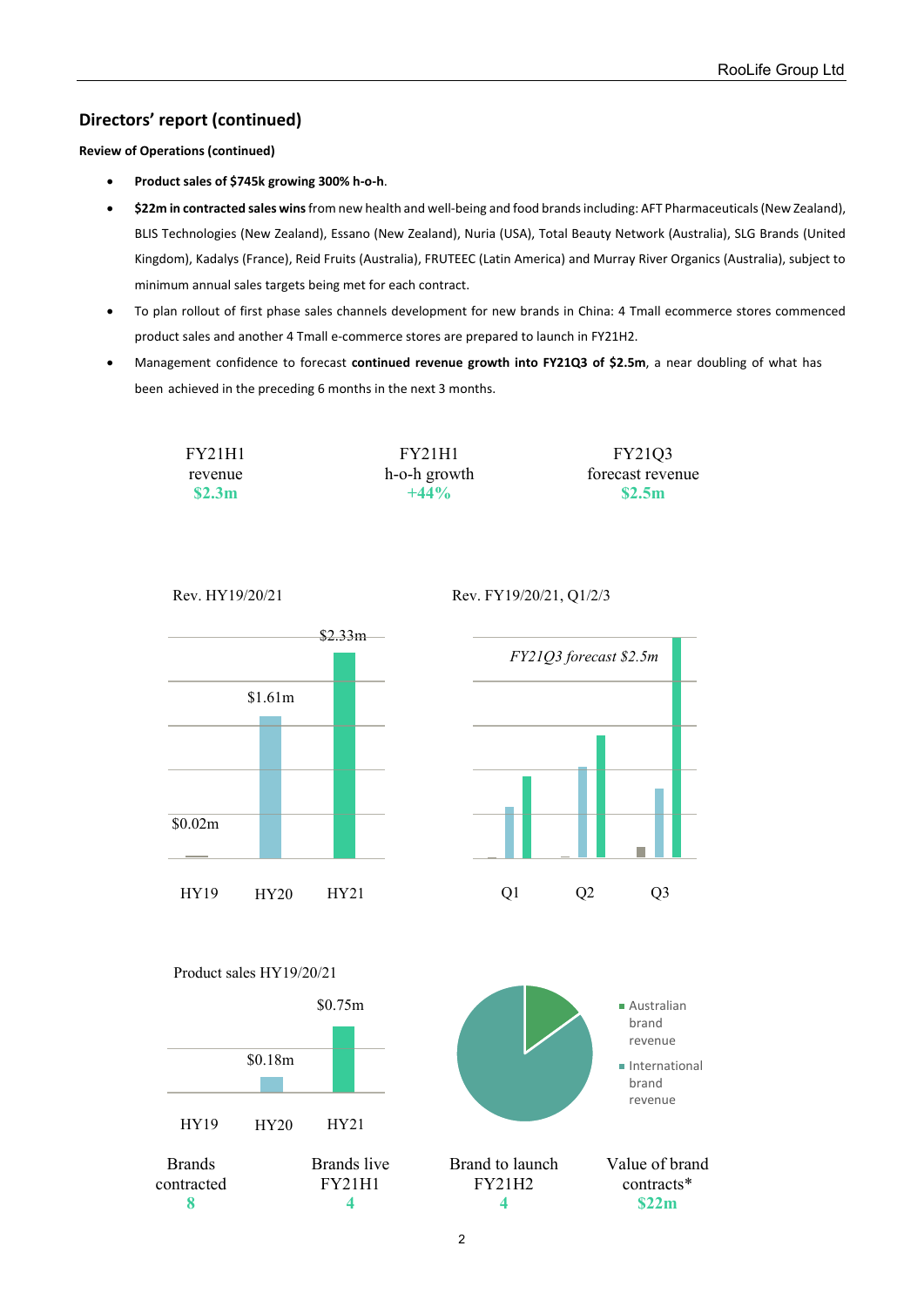## Directors' report (continued)

**Review of Operations (continued)**

- **Product sales of $745k growing 300% h-o-h**.
- **$22m in contracted sales wins** from new health and well-being and food brands including: AFT Pharmaceuticals (New Zealand), BLIS Technologies (New Zealand), Essano (New Zealand), Nuria (USA), Total Beauty Network (Australia), SLG Brands (United Kingdom), Kadalys (France), Reid Fruits (Australia), FRUTEEC (Latin America) and Murray River Organics (Australia), subject to minimum annual sales targets being met for each contract.
- To plan rollout of first phase sales channels development for new brands in China: 4 Tmall ecommerce stores commenced product sales and another 4 Tmall e-commerce stores are prepared to launch in FY21H2.
- Management confidence to forecast **continued revenue growth into FY21Q3 of $2.5m**, a near doubling of what has been achieved in the preceding 6 months in the next 3 months.

| FY21H1 revenue | FY21H1 h-o-h growth | FY21Q3 forecast revenue |
|---|---|---|
| $2.3m | +44% | $2.5m |

Rev. HY19/20/21

| HY19 | HY20 | HY21 |
|---|---|---|
| $0.02m | $1.61m | $2.33m |

Rev. FY19/20/21, Q1/2/3

*FY21Q3 forecast $2.5m*

Q1 Q2 Q3

Product sales HY19/20/21

| HY19 | HY20 | HY21 |
|---|---|---|
| | $0.18m | $0.75m |

- Australian brand revenue
- International brand revenue

| Brands contracted | Brands live FY21H1 | Brand to launch FY21H2 | Value of brand contracts* |
|---|---|---|---|
| 8 | 4 | 4 | $22m |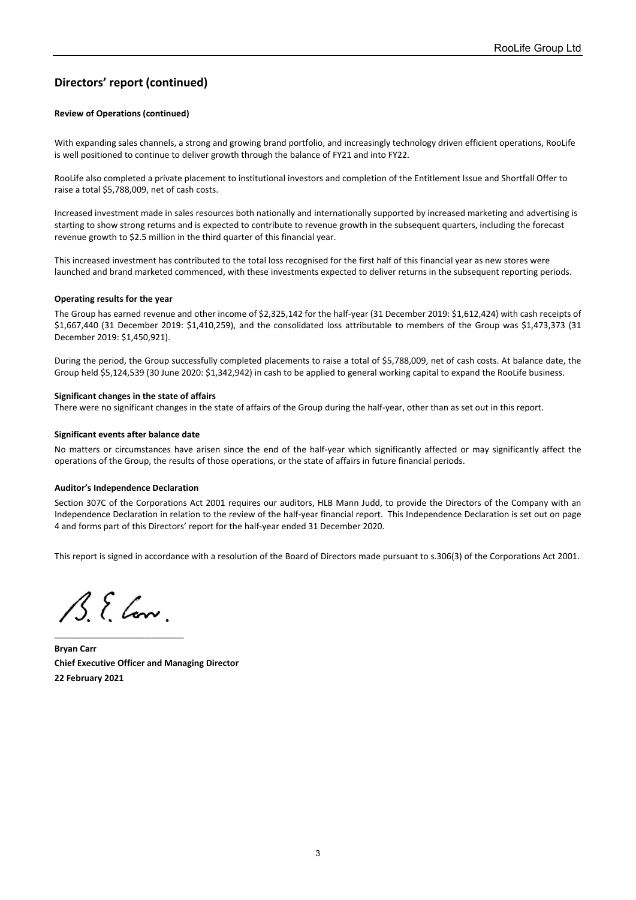## Directors' report (continued)

**Review of Operations (continued)**

With expanding sales channels, a strong and growing brand portfolio, and increasingly technology driven efficient operations, RooLife is well positioned to continue to deliver growth through the balance of FY21 and into FY22.

RooLife also completed a private placement to institutional investors and completion of the Entitlement Issue and Shortfall Offer to raise a total $5,788,009, net of cash costs.

Increased investment made in sales resources both nationally and internationally supported by increased marketing and advertising is starting to show strong returns and is expected to contribute to revenue growth in the subsequent quarters, including the forecast revenue growth to $2.5 million in the third quarter of this financial year.

This increased investment has contributed to the total loss recognised for the first half of this financial year as new stores were launched and brand marketed commenced, with these investments expected to deliver returns in the subsequent reporting periods.

**Operating results for the year**

The Group has earned revenue and other income of $2,325,142 for the half-year (31 December 2019: $1,612,424) with cash receipts of $1,667,440 (31 December 2019: $1,410,259), and the consolidated loss attributable to members of the Group was $1,473,373 (31 December 2019: $1,450,921).

During the period, the Group successfully completed placements to raise a total of $5,788,009, net of cash costs. At balance date, the Group held $5,124,539 (30 June 2020: $1,342,942) in cash to be applied to general working capital to expand the RooLife business.

**Significant changes in the state of affairs**

There were no significant changes in the state of affairs of the Group during the half-year, other than as set out in this report.

**Significant events after balance date**

No matters or circumstances have arisen since the end of the half-year which significantly affected or may significantly affect the operations of the Group, the results of those operations, or the state of affairs in future financial periods.

**Auditor's Independence Declaration**

Section 307C of the Corporations Act 2001 requires our auditors, HLB Mann Judd, to provide the Directors of the Company with an Independence Declaration in relation to the review of the half-year financial report. This Independence Declaration is set out on page 4 and forms part of this Directors' report for the half-year ended 31 December 2020.

This report is signed in accordance with a resolution of the Board of Directors made pursuant to s.306(3) of the Corporations Act 2001.

B. E. Carr.

\_\_\_\_\_\_\_\_\_\_\_\_\_\_\_\_\_\_\_\_\_\_\_\_\_\_

**Bryan Carr**
**Chief Executive Officer and Managing Director**
**22 February 2021**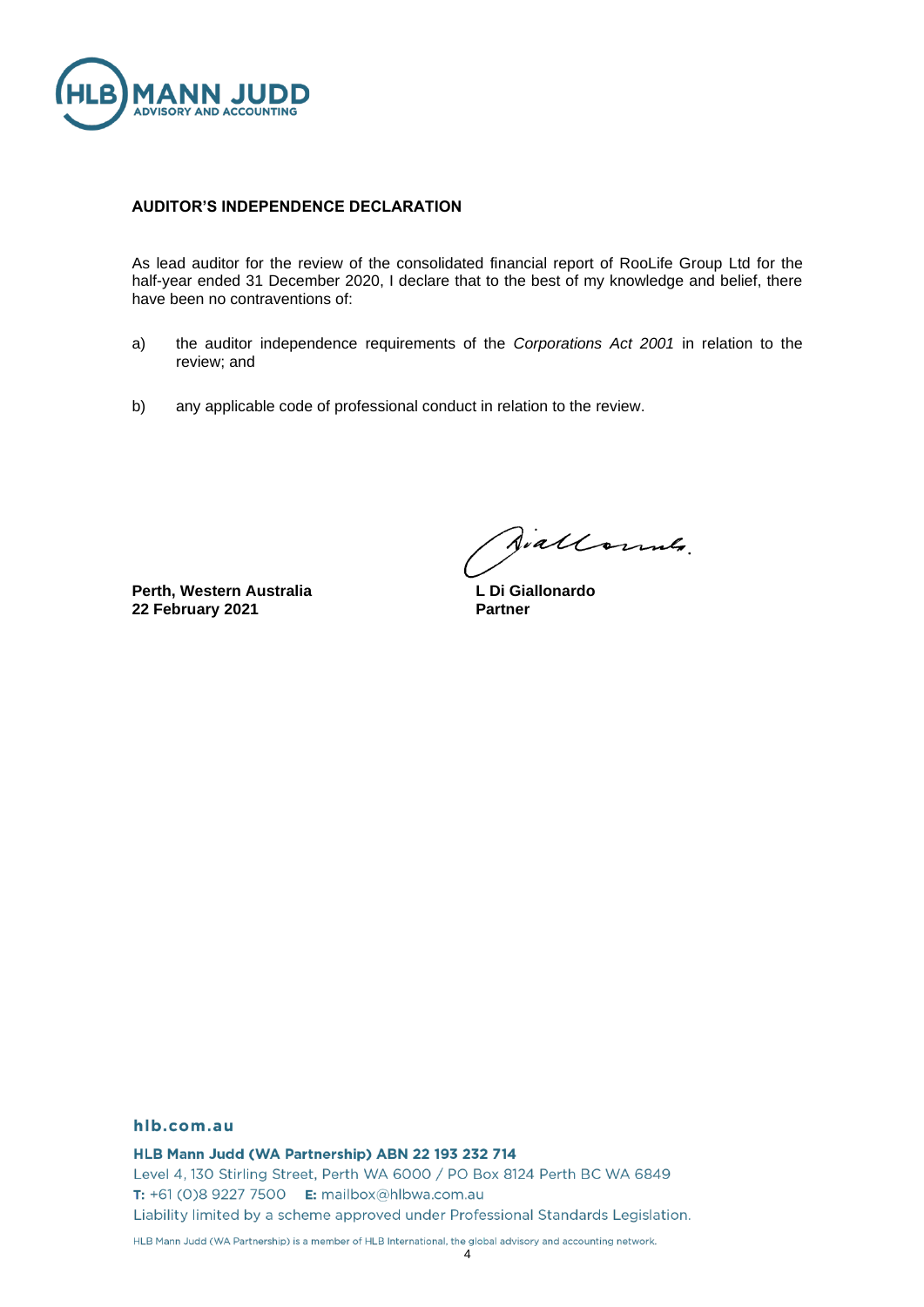## AUDITOR'S INDEPENDENCE DECLARATION

As lead auditor for the review of the consolidated financial report of RooLife Group Ltd for the half-year ended 31 December 2020, I declare that to the best of my knowledge and belief, there have been no contraventions of:

a) the auditor independence requirements of the *Corporations Act 2001* in relation to the review; and

b) any applicable code of professional conduct in relation to the review.

**Perth, Western Australia**
**22 February 2021**

**L Di Giallonardo**
**Partner**

**hlb.com.au**

**HLB Mann Judd (WA Partnership) ABN 22 193 232 714**
Level 4, 130 Stirling Street, Perth WA 6000 / PO Box 8124 Perth BC WA 6849
**T:** +61 (0)8 9227 7500 **E:** mailbox@hlbwa.com.au
Liability limited by a scheme approved under Professional Standards Legislation.

HLB Mann Judd (WA Partnership) is a member of HLB International, the global advisory and accounting network.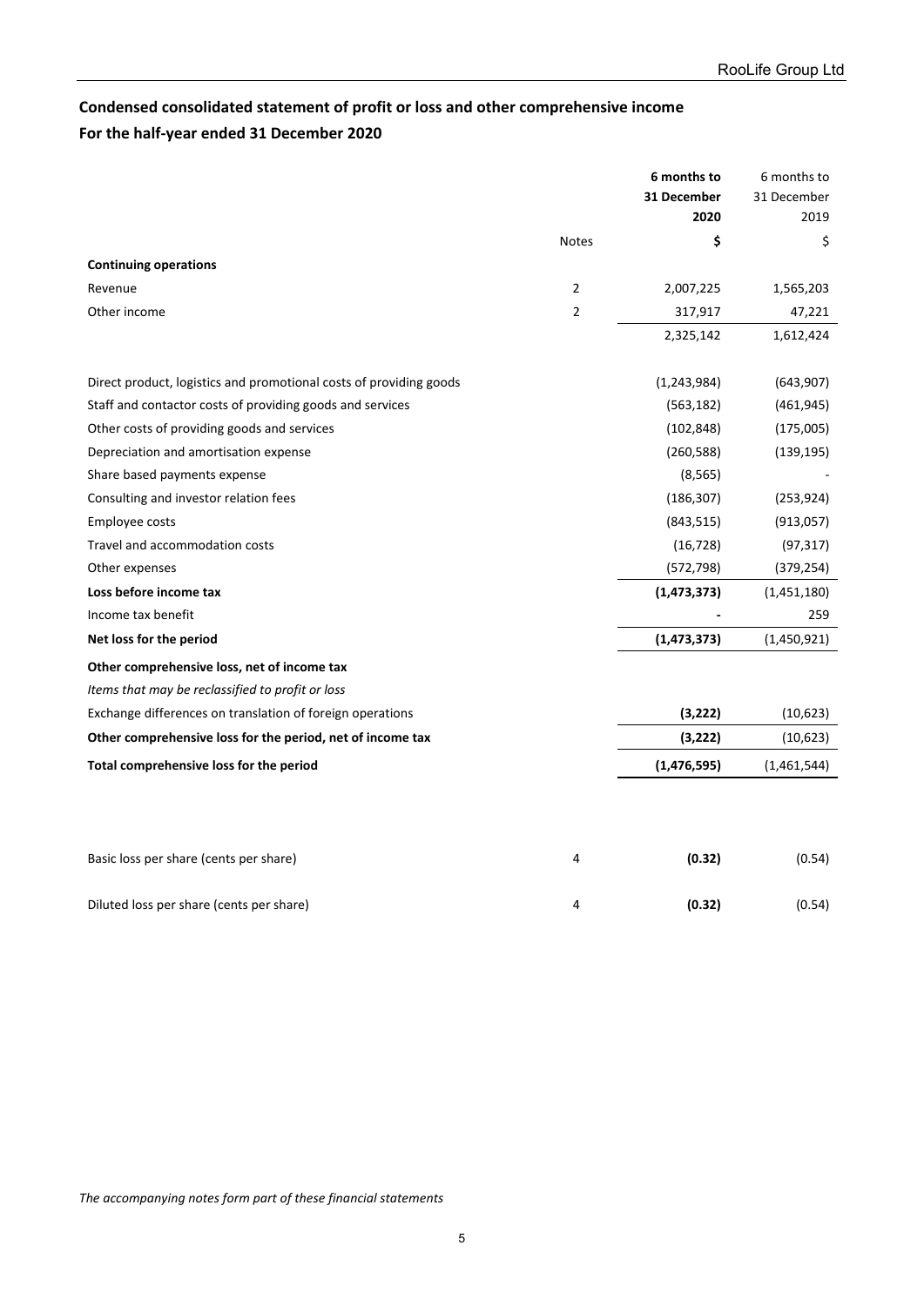## Condensed consolidated statement of profit or loss and other comprehensive income

## For the half-year ended 31 December 2020

| | Notes | **6 months to 31 December 2020** | 6 months to 31 December 2019 |
|---|---|---|---|
| | | **$** | $ |
| **Continuing operations** | | | |
| Revenue | 2 | 2,007,225 | 1,565,203 |
| Other income | 2 | 317,917 | 47,221 |
| | | 2,325,142 | 1,612,424 |
| Direct product, logistics and promotional costs of providing goods | | (1,243,984) | (643,907) |
| Staff and contactor costs of providing goods and services | | (563,182) | (461,945) |
| Other costs of providing goods and services | | (102,848) | (175,005) |
| Depreciation and amortisation expense | | (260,588) | (139,195) |
| Share based payments expense | | (8,565) | - |
| Consulting and investor relation fees | | (186,307) | (253,924) |
| Employee costs | | (843,515) | (913,057) |
| Travel and accommodation costs | | (16,728) | (97,317) |
| Other expenses | | (572,798) | (379,254) |
| **Loss before income tax** | | **(1,473,373)** | (1,451,180) |
| Income tax benefit | | - | 259 |
| **Net loss for the period** | | **(1,473,373)** | (1,450,921) |
| **Other comprehensive loss, net of income tax** | | | |
| *Items that may be reclassified to profit or loss* | | | |
| Exchange differences on translation of foreign operations | | **(3,222)** | (10,623) |
| **Other comprehensive loss for the period, net of income tax** | | **(3,222)** | (10,623) |
| **Total comprehensive loss for the period** | | **(1,476,595)** | (1,461,544) |
| | | | |
| Basic loss per share (cents per share) | 4 | **(0.32)** | (0.54) |
| Diluted loss per share (cents per share) | 4 | **(0.32)** | (0.54) |

*The accompanying notes form part of these financial statements*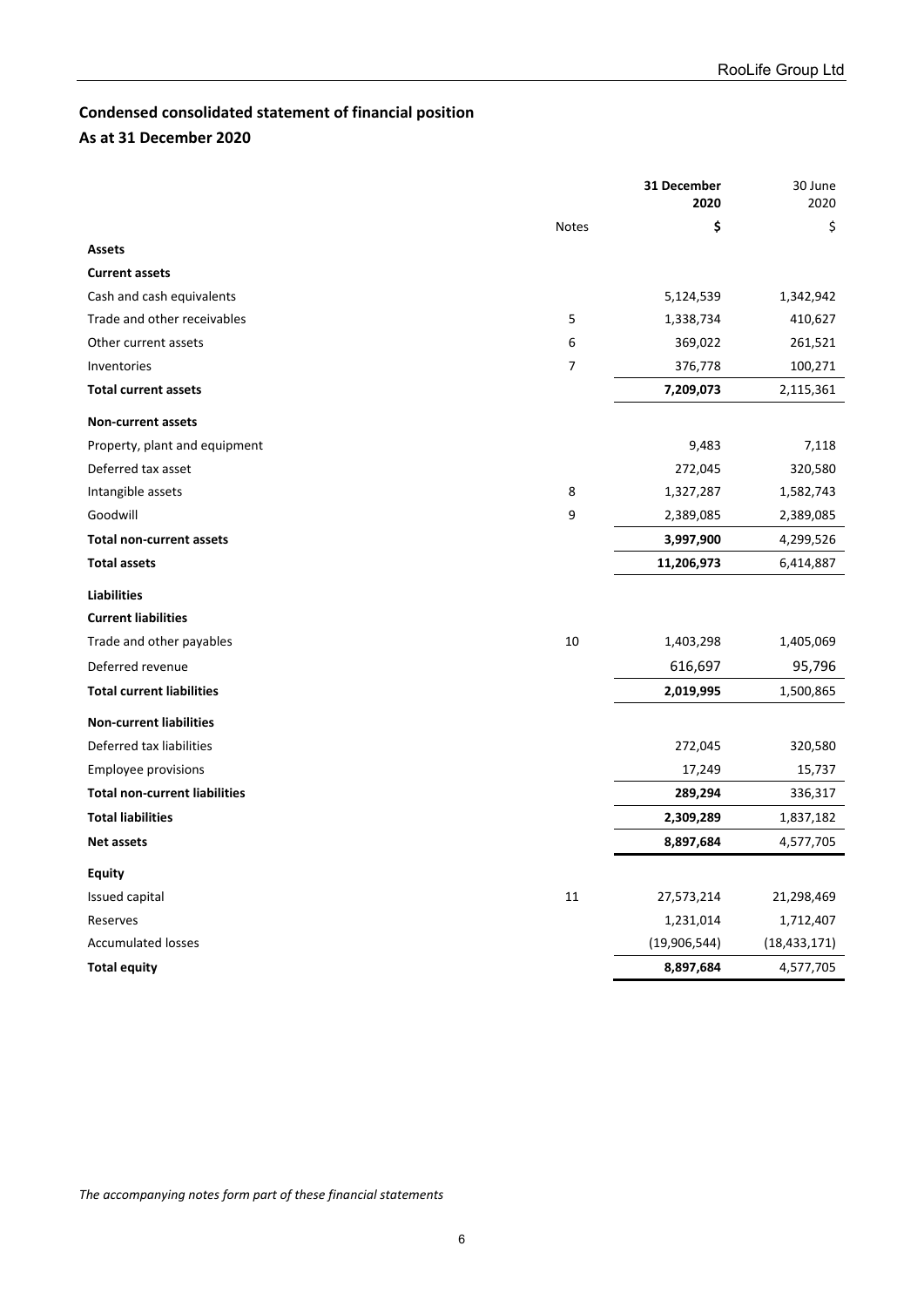## Condensed consolidated statement of financial position
## As at 31 December 2020

| | Notes | 31 December 2020 | 30 June 2020 |
|---|---|---|---|
| | | **$** | $ |
| **Assets** | | | |
| **Current assets** | | | |
| Cash and cash equivalents | | 5,124,539 | 1,342,942 |
| Trade and other receivables | 5 | 1,338,734 | 410,627 |
| Other current assets | 6 | 369,022 | 261,521 |
| Inventories | 7 | 376,778 | 100,271 |
| **Total current assets** | | **7,209,073** | 2,115,361 |
| **Non-current assets** | | | |
| Property, plant and equipment | | 9,483 | 7,118 |
| Deferred tax asset | | 272,045 | 320,580 |
| Intangible assets | 8 | 1,327,287 | 1,582,743 |
| Goodwill | 9 | 2,389,085 | 2,389,085 |
| **Total non-current assets** | | **3,997,900** | 4,299,526 |
| **Total assets** | | **11,206,973** | 6,414,887 |
| **Liabilities** | | | |
| **Current liabilities** | | | |
| Trade and other payables | 10 | 1,403,298 | 1,405,069 |
| Deferred revenue | | 616,697 | 95,796 |
| **Total current liabilities** | | **2,019,995** | 1,500,865 |
| **Non-current liabilities** | | | |
| Deferred tax liabilities | | 272,045 | 320,580 |
| Employee provisions | | 17,249 | 15,737 |
| **Total non-current liabilities** | | **289,294** | 336,317 |
| **Total liabilities** | | **2,309,289** | 1,837,182 |
| **Net assets** | | **8,897,684** | 4,577,705 |
| **Equity** | | | |
| Issued capital | 11 | 27,573,214 | 21,298,469 |
| Reserves | | 1,231,014 | 1,712,407 |
| Accumulated losses | | (19,906,544) | (18,433,171) |
| **Total equity** | | **8,897,684** | 4,577,705 |

*The accompanying notes form part of these financial statements*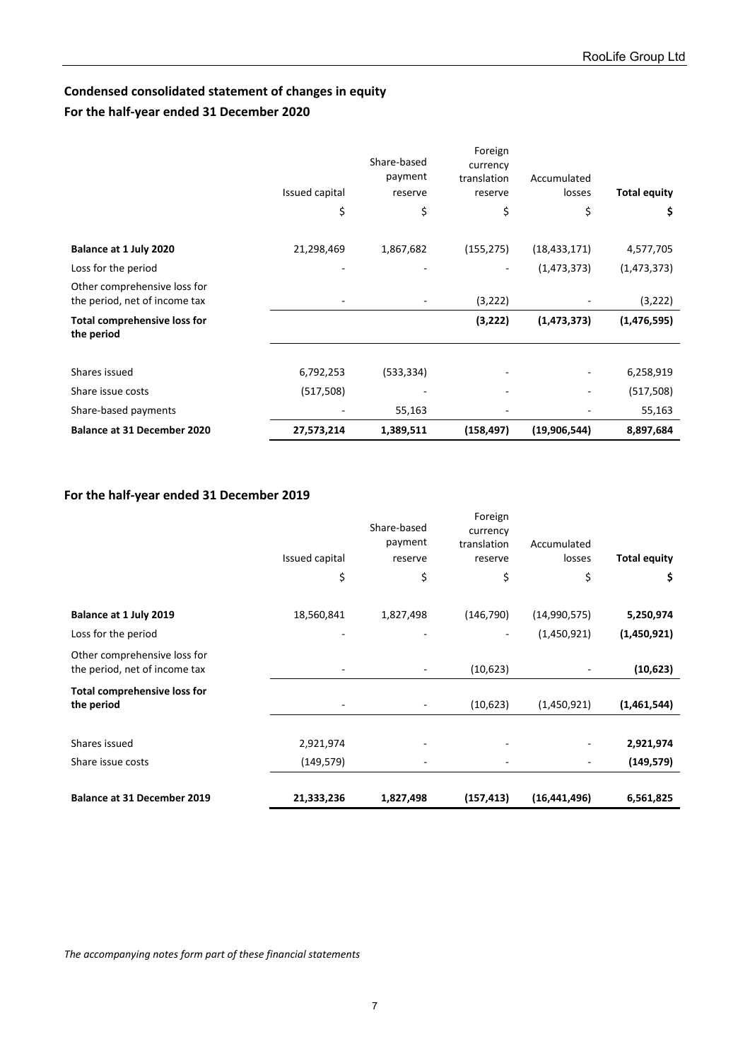# Condensed consolidated statement of changes in equity

## For the half-year ended 31 December 2020

| | Issued capital | Share-based payment reserve | Foreign currency translation reserve | Accumulated losses | Total equity |
|---|---|---|---|---|---|
| | $ | $ | $ | $ | **$** |
| **Balance at 1 July 2020** | 21,298,469 | 1,867,682 | (155,275) | (18,433,171) | 4,577,705 |
| Loss for the period | - | - | - | (1,473,373) | (1,473,373) |
| Other comprehensive loss for the period, net of income tax | - | - | (3,222) | - | (3,222) |
| **Total comprehensive loss for the period** | | | **(3,222)** | **(1,473,373)** | **(1,476,595)** |
| Shares issued | 6,792,253 | (533,334) | - | - | 6,258,919 |
| Share issue costs | (517,508) | - | - | - | (517,508) |
| Share-based payments | - | 55,163 | - | - | 55,163 |
| **Balance at 31 December 2020** | **27,573,214** | **1,389,511** | **(158,497)** | **(19,906,544)** | **8,897,684** |

## For the half-year ended 31 December 2019

| | Issued capital | Share-based payment reserve | Foreign currency translation reserve | Accumulated losses | Total equity |
|---|---|---|---|---|---|
| | $ | $ | $ | $ | **$** |
| **Balance at 1 July 2019** | 18,560,841 | 1,827,498 | (146,790) | (14,990,575) | **5,250,974** |
| Loss for the period | - | - | - | (1,450,921) | **(1,450,921)** |
| Other comprehensive loss for the period, net of income tax | - | - | (10,623) | - | **(10,623)** |
| **Total comprehensive loss for the period** | - | - | (10,623) | (1,450,921) | **(1,461,544)** |
| Shares issued | 2,921,974 | - | - | - | **2,921,974** |
| Share issue costs | (149,579) | - | - | - | **(149,579)** |
| **Balance at 31 December 2019** | **21,333,236** | **1,827,498** | **(157,413)** | **(16,441,496)** | **6,561,825** |

*The accompanying notes form part of these financial statements*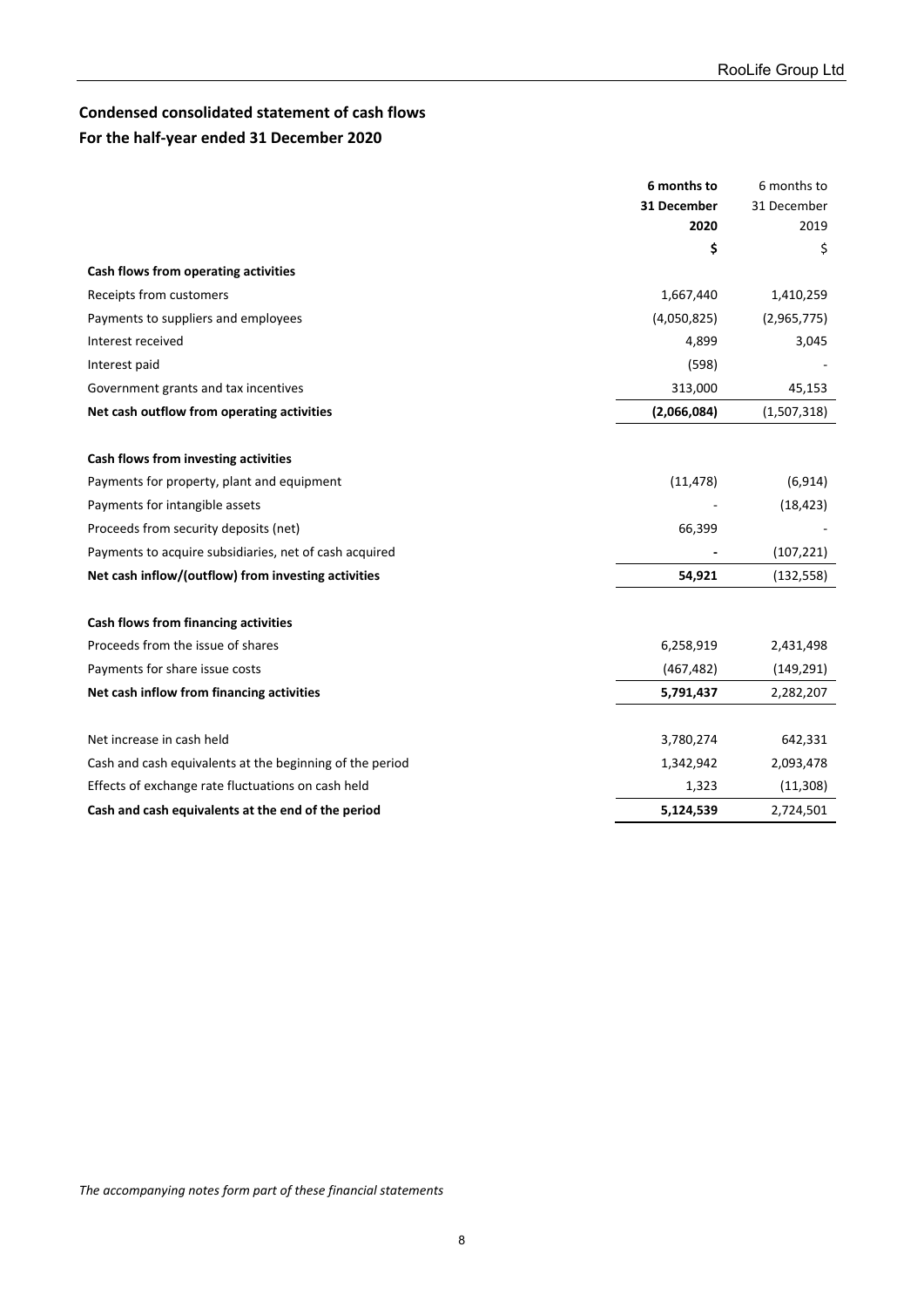## Condensed consolidated statement of cash flows
## For the half-year ended 31 December 2020

| | **6 months to 31 December 2020** | 6 months to 31 December 2019 |
|---|---|---|
| | **$** | $ |
| **Cash flows from operating activities** | | |
| Receipts from customers | 1,667,440 | 1,410,259 |
| Payments to suppliers and employees | (4,050,825) | (2,965,775) |
| Interest received | 4,899 | 3,045 |
| Interest paid | (598) | - |
| Government grants and tax incentives | 313,000 | 45,153 |
| **Net cash outflow from operating activities** | **(2,066,084)** | (1,507,318) |
| | | |
| **Cash flows from investing activities** | | |
| Payments for property, plant and equipment | (11,478) | (6,914) |
| Payments for intangible assets | - | (18,423) |
| Proceeds from security deposits (net) | 66,399 | - |
| Payments to acquire subsidiaries, net of cash acquired | - | (107,221) |
| **Net cash inflow/(outflow) from investing activities** | **54,921** | (132,558) |
| | | |
| **Cash flows from financing activities** | | |
| Proceeds from the issue of shares | 6,258,919 | 2,431,498 |
| Payments for share issue costs | (467,482) | (149,291) |
| **Net cash inflow from financing activities** | **5,791,437** | 2,282,207 |
| | | |
| Net increase in cash held | 3,780,274 | 642,331 |
| Cash and cash equivalents at the beginning of the period | 1,342,942 | 2,093,478 |
| Effects of exchange rate fluctuations on cash held | 1,323 | (11,308) |
| **Cash and cash equivalents at the end of the period** | **5,124,539** | 2,724,501 |

*The accompanying notes form part of these financial statements*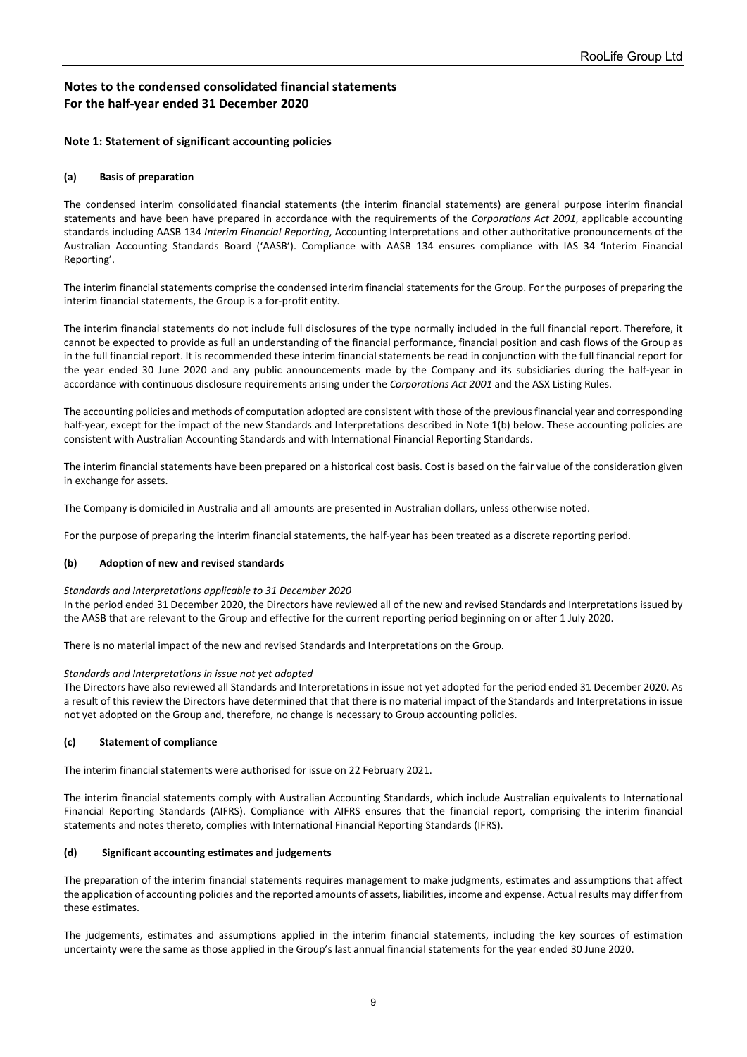# Notes to the condensed consolidated financial statements
# For the half-year ended 31 December 2020

## Note 1: Statement of significant accounting policies

### (a) Basis of preparation

The condensed interim consolidated financial statements (the interim financial statements) are general purpose interim financial statements and have been have prepared in accordance with the requirements of the *Corporations Act 2001*, applicable accounting standards including AASB 134 *Interim Financial Reporting*, Accounting Interpretations and other authoritative pronouncements of the Australian Accounting Standards Board ('AASB'). Compliance with AASB 134 ensures compliance with IAS 34 'Interim Financial Reporting'.

The interim financial statements comprise the condensed interim financial statements for the Group. For the purposes of preparing the interim financial statements, the Group is a for-profit entity.

The interim financial statements do not include full disclosures of the type normally included in the full financial report. Therefore, it cannot be expected to provide as full an understanding of the financial performance, financial position and cash flows of the Group as in the full financial report. It is recommended these interim financial statements be read in conjunction with the full financial report for the year ended 30 June 2020 and any public announcements made by the Company and its subsidiaries during the half-year in accordance with continuous disclosure requirements arising under the *Corporations Act 2001* and the ASX Listing Rules.

The accounting policies and methods of computation adopted are consistent with those of the previous financial year and corresponding half-year, except for the impact of the new Standards and Interpretations described in Note 1(b) below. These accounting policies are consistent with Australian Accounting Standards and with International Financial Reporting Standards.

The interim financial statements have been prepared on a historical cost basis. Cost is based on the fair value of the consideration given in exchange for assets.

The Company is domiciled in Australia and all amounts are presented in Australian dollars, unless otherwise noted.

For the purpose of preparing the interim financial statements, the half-year has been treated as a discrete reporting period.

### (b) Adoption of new and revised standards

*Standards and Interpretations applicable to 31 December 2020*

In the period ended 31 December 2020, the Directors have reviewed all of the new and revised Standards and Interpretations issued by the AASB that are relevant to the Group and effective for the current reporting period beginning on or after 1 July 2020.

There is no material impact of the new and revised Standards and Interpretations on the Group.

*Standards and Interpretations in issue not yet adopted*

The Directors have also reviewed all Standards and Interpretations in issue not yet adopted for the period ended 31 December 2020. As a result of this review the Directors have determined that that there is no material impact of the Standards and Interpretations in issue not yet adopted on the Group and, therefore, no change is necessary to Group accounting policies.

### (c) Statement of compliance

The interim financial statements were authorised for issue on 22 February 2021.

The interim financial statements comply with Australian Accounting Standards, which include Australian equivalents to International Financial Reporting Standards (AIFRS). Compliance with AIFRS ensures that the financial report, comprising the interim financial statements and notes thereto, complies with International Financial Reporting Standards (IFRS).

### (d) Significant accounting estimates and judgements

The preparation of the interim financial statements requires management to make judgments, estimates and assumptions that affect the application of accounting policies and the reported amounts of assets, liabilities, income and expense. Actual results may differ from these estimates.

The judgements, estimates and assumptions applied in the interim financial statements, including the key sources of estimation uncertainty were the same as those applied in the Group's last annual financial statements for the year ended 30 June 2020.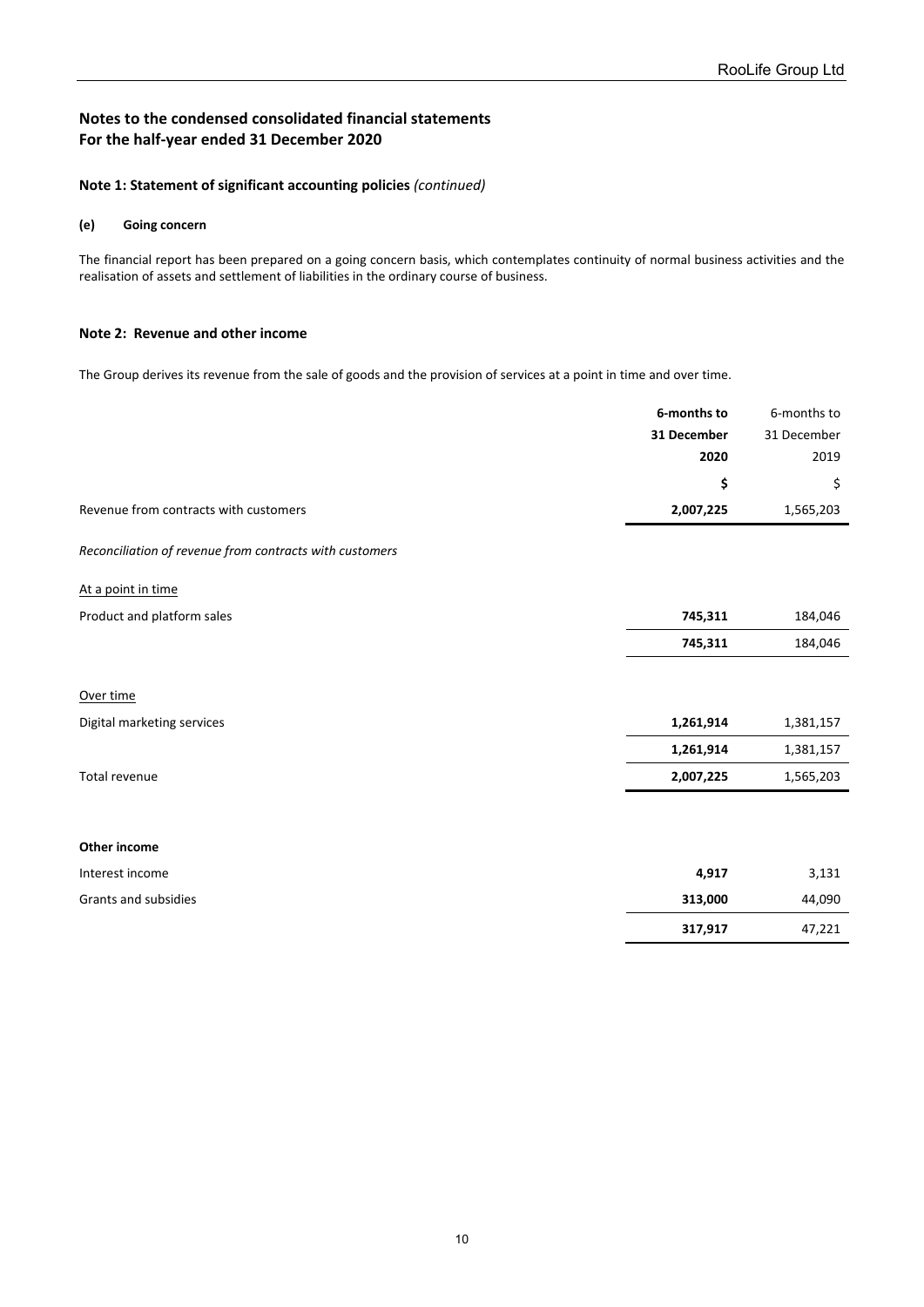# Notes to the condensed consolidated financial statements
# For the half-year ended 31 December 2020

## Note 1: Statement of significant accounting policies *(continued)*

### (e) Going concern

The financial report has been prepared on a going concern basis, which contemplates continuity of normal business activities and the realisation of assets and settlement of liabilities in the ordinary course of business.

## Note 2: Revenue and other income

The Group derives its revenue from the sale of goods and the provision of services at a point in time and over time.

| | **6-months to 31 December 2020** | 6-months to 31 December 2019 |
|---|---|---|
| | **$** | $ |
| Revenue from contracts with customers | **2,007,225** | 1,565,203 |
| *Reconciliation of revenue from contracts with customers* | | |
| At a point in time | | |
| Product and platform sales | **745,311** | 184,046 |
| | **745,311** | 184,046 |
| Over time | | |
| Digital marketing services | **1,261,914** | 1,381,157 |
| | **1,261,914** | 1,381,157 |
| Total revenue | **2,007,225** | 1,565,203 |
| **Other income** | | |
| Interest income | **4,917** | 3,131 |
| Grants and subsidies | **313,000** | 44,090 |
| | **317,917** | 47,221 |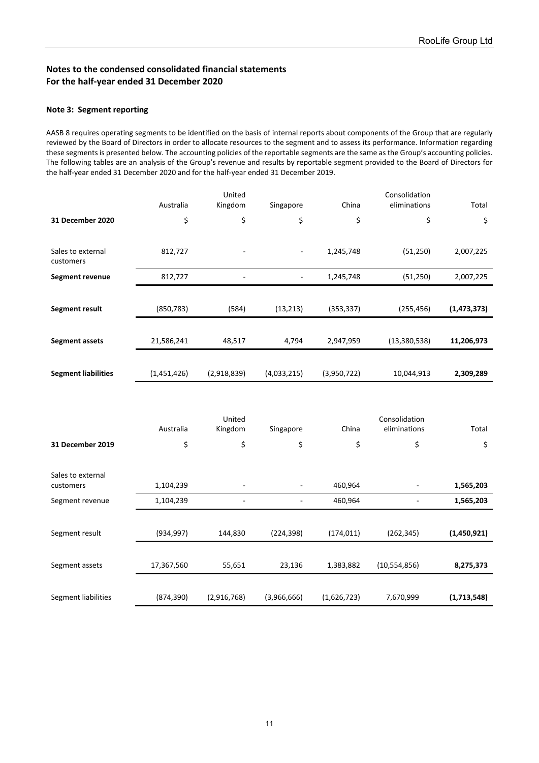## Notes to the condensed consolidated financial statements
## For the half-year ended 31 December 2020

### Note 3: Segment reporting

AASB 8 requires operating segments to be identified on the basis of internal reports about components of the Group that are regularly reviewed by the Board of Directors in order to allocate resources to the segment and to assess its performance. Information regarding these segments is presented below. The accounting policies of the reportable segments are the same as the Group's accounting policies. The following tables are an analysis of the Group's revenue and results by reportable segment provided to the Board of Directors for the half-year ended 31 December 2020 and for the half-year ended 31 December 2019.

| | Australia | United Kingdom | Singapore | China | Consolidation eliminations | Total |
|---|---|---|---|---|---|---|
| **31 December 2020** | $ | $ | $ | $ | $ | $ |
| Sales to external customers | 812,727 | - | - | 1,245,748 | (51,250) | 2,007,225 |
| **Segment revenue** | 812,727 | - | - | 1,245,748 | (51,250) | 2,007,225 |
| **Segment result** | (850,783) | (584) | (13,213) | (353,337) | (255,456) | **(1,473,373)** |
| **Segment assets** | 21,586,241 | 48,517 | 4,794 | 2,947,959 | (13,380,538) | **11,206,973** |
| **Segment liabilities** | (1,451,426) | (2,918,839) | (4,033,215) | (3,950,722) | 10,044,913 | **2,309,289** |

| | Australia | United Kingdom | Singapore | China | Consolidation eliminations | Total |
|---|---|---|---|---|---|---|
| **31 December 2019** | $ | $ | $ | $ | $ | $ |
| Sales to external customers | 1,104,239 | - | - | 460,964 | - | **1,565,203** |
| Segment revenue | 1,104,239 | - | - | 460,964 | - | **1,565,203** |
| Segment result | (934,997) | 144,830 | (224,398) | (174,011) | (262,345) | **(1,450,921)** |
| Segment assets | 17,367,560 | 55,651 | 23,136 | 1,383,882 | (10,554,856) | **8,275,373** |
| Segment liabilities | (874,390) | (2,916,768) | (3,966,666) | (1,626,723) | 7,670,999 | **(1,713,548)** |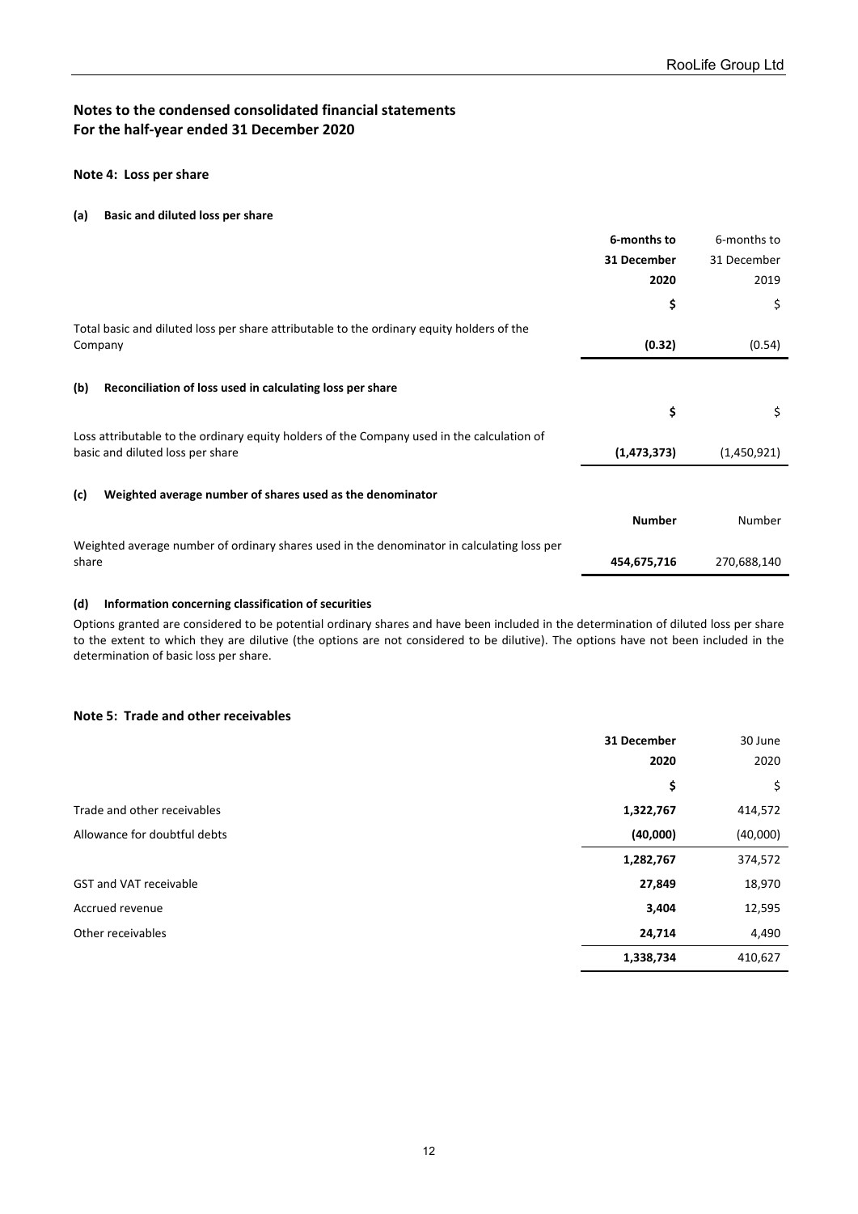## Notes to the condensed consolidated financial statements
## For the half-year ended 31 December 2020

### Note 4: Loss per share

#### (a) Basic and diluted loss per share

| | 6-months to 31 December 2020 | 6-months to 31 December 2019 |
|---|---|---|
| | **$** | $ |
| Total basic and diluted loss per share attributable to the ordinary equity holders of the Company | **(0.32)** | (0.54) |

#### (b) Reconciliation of loss used in calculating loss per share

| | | |
|---|---|---|
| | **$** | $ |
| Loss attributable to the ordinary equity holders of the Company used in the calculation of basic and diluted loss per share | **(1,473,373)** | (1,450,921) |

#### (c) Weighted average number of shares used as the denominator

| | | |
|---|---|---|
| | **Number** | Number |
| Weighted average number of ordinary shares used in the denominator in calculating loss per share | **454,675,716** | 270,688,140 |

#### (d) Information concerning classification of securities

Options granted are considered to be potential ordinary shares and have been included in the determination of diluted loss per share to the extent to which they are dilutive (the options are not considered to be dilutive). The options have not been included in the determination of basic loss per share.

### Note 5: Trade and other receivables

| | 31 December 2020 | 30 June 2020 |
|---|---|---|
| | **$** | $ |
| Trade and other receivables | **1,322,767** | 414,572 |
| Allowance for doubtful debts | **(40,000)** | (40,000) |
| | **1,282,767** | 374,572 |
| GST and VAT receivable | **27,849** | 18,970 |
| Accrued revenue | **3,404** | 12,595 |
| Other receivables | **24,714** | 4,490 |
| | **1,338,734** | 410,627 |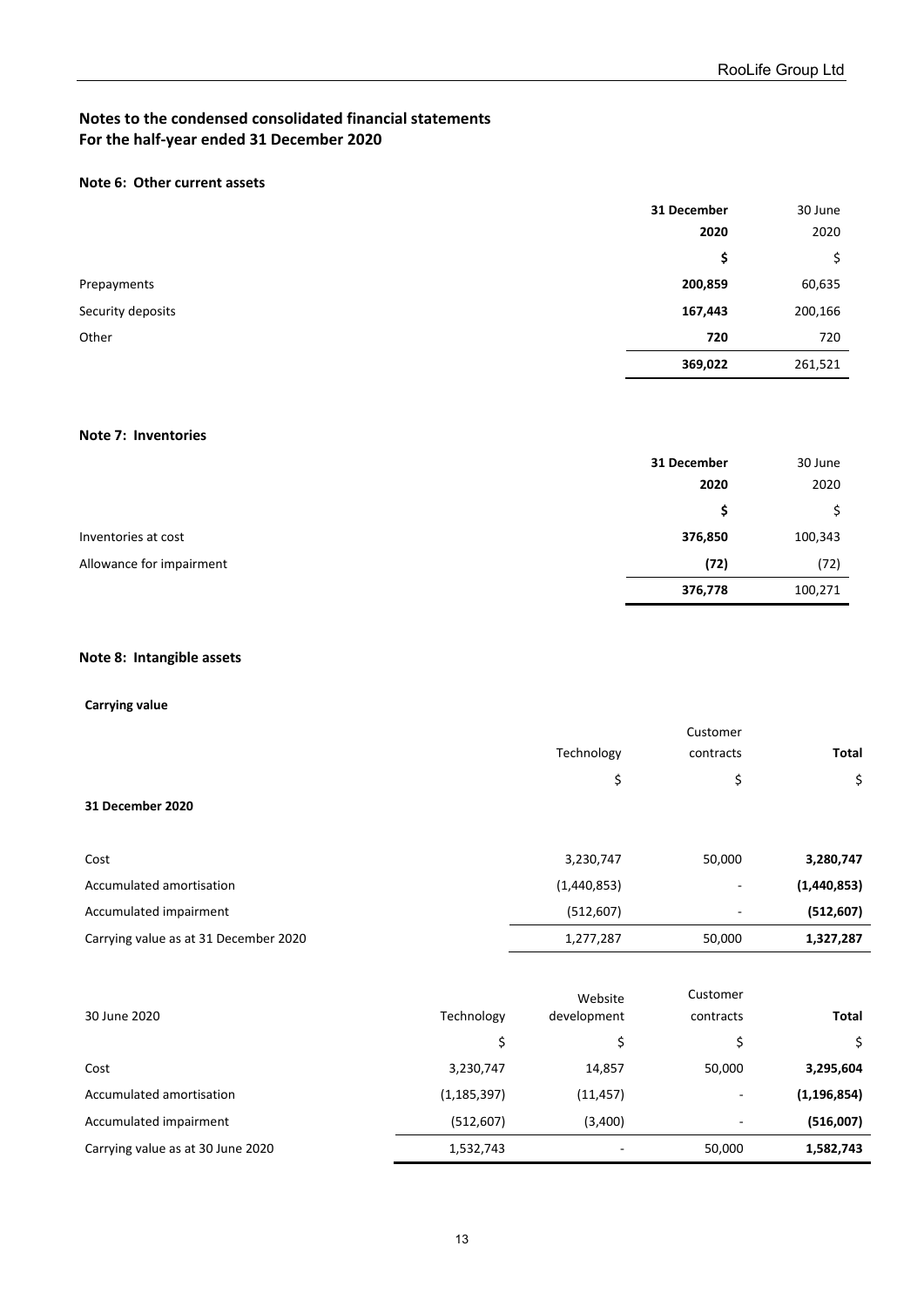## Notes to the condensed consolidated financial statements
## For the half-year ended 31 December 2020

### Note 6: Other current assets

| | 31 December 2020 | 30 June 2020 |
|---|---|---|
| | **$** | $ |
| Prepayments | **200,859** | 60,635 |
| Security deposits | **167,443** | 200,166 |
| Other | **720** | 720 |
| | **369,022** | 261,521 |

### Note 7: Inventories

| | 31 December 2020 | 30 June 2020 |
|---|---|---|
| | **$** | $ |
| Inventories at cost | **376,850** | 100,343 |
| Allowance for impairment | **(72)** | (72) |
| | **376,778** | 100,271 |

### Note 8: Intangible assets

**Carrying value**

| **31 December 2020** | Technology | Customer contracts | **Total** |
|---|---|---|---|
| | $ | $ | $ |
| Cost | 3,230,747 | 50,000 | **3,280,747** |
| Accumulated amortisation | (1,440,853) | - | **(1,440,853)** |
| Accumulated impairment | (512,607) | - | **(512,607)** |
| Carrying value as at 31 December 2020 | 1,277,287 | 50,000 | **1,327,287** |

| 30 June 2020 | Technology | Website development | Customer contracts | **Total** |
|---|---|---|---|---|
| | $ | $ | $ | $ |
| Cost | 3,230,747 | 14,857 | 50,000 | **3,295,604** |
| Accumulated amortisation | (1,185,397) | (11,457) | - | **(1,196,854)** |
| Accumulated impairment | (512,607) | (3,400) | - | **(516,007)** |
| Carrying value as at 30 June 2020 | 1,532,743 | - | 50,000 | **1,582,743** |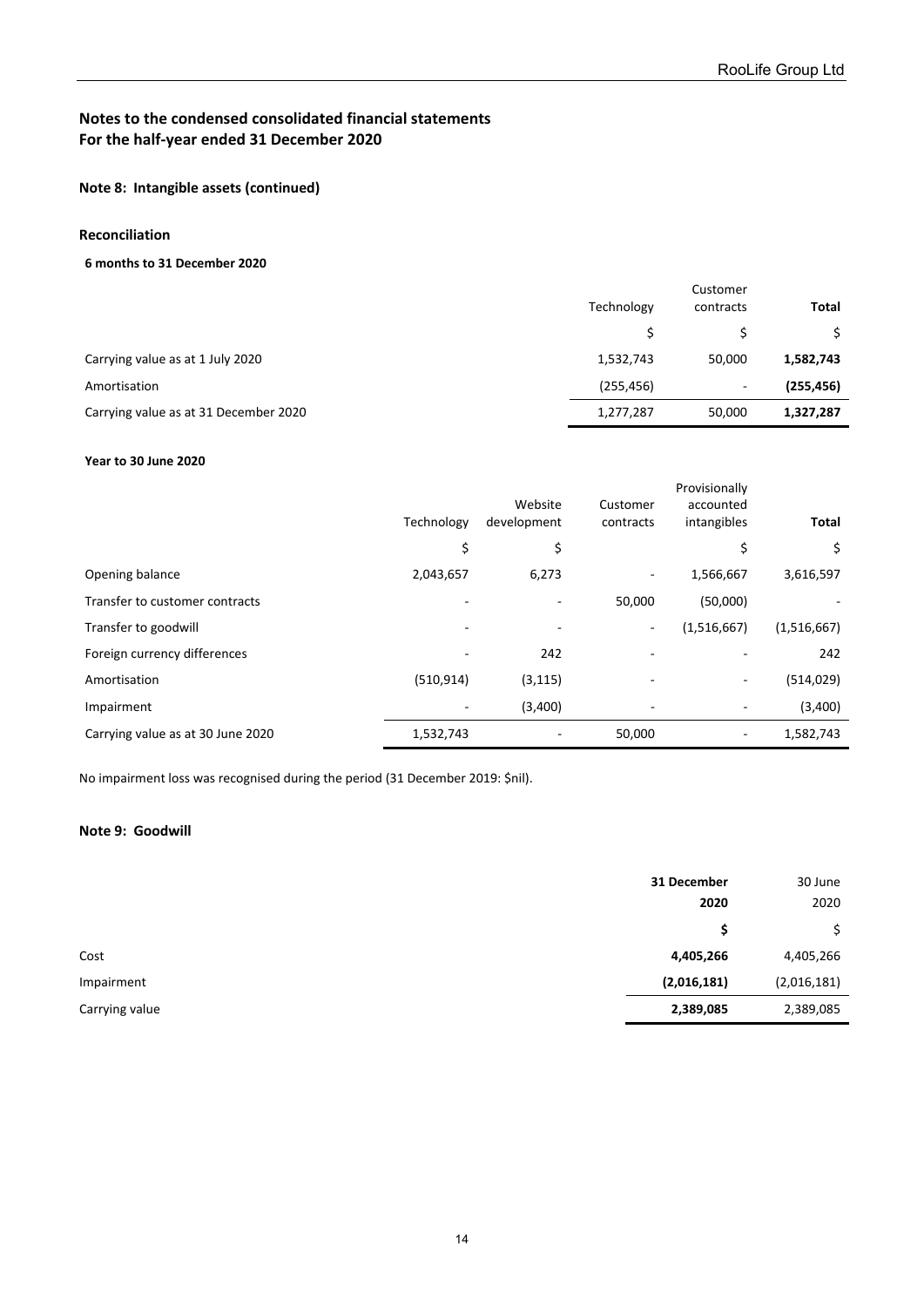## Notes to the condensed consolidated financial statements
## For the half-year ended 31 December 2020

### Note 8: Intangible assets (continued)

#### Reconciliation

**6 months to 31 December 2020**

| | Technology | Customer contracts | **Total** |
|---|---|---|---|
| | $ | $ | $ |
| Carrying value as at 1 July 2020 | 1,532,743 | 50,000 | **1,582,743** |
| Amortisation | (255,456) | - | **(255,456)** |
| Carrying value as at 31 December 2020 | 1,277,287 | 50,000 | **1,327,287** |

**Year to 30 June 2020**

| | Technology | Website development | Customer contracts | Provisionally accounted intangibles | **Total** |
|---|---|---|---|---|---|
| | $ | $ | | $ | $ |
| Opening balance | 2,043,657 | 6,273 | - | 1,566,667 | 3,616,597 |
| Transfer to customer contracts | - | - | 50,000 | (50,000) | - |
| Transfer to goodwill | - | - | - | (1,516,667) | (1,516,667) |
| Foreign currency differences | - | 242 | - | - | 242 |
| Amortisation | (510,914) | (3,115) | - | - | (514,029) |
| Impairment | - | (3,400) | - | - | (3,400) |
| Carrying value as at 30 June 2020 | 1,532,743 | - | 50,000 | - | 1,582,743 |

No impairment loss was recognised during the period (31 December 2019: $nil).

### Note 9: Goodwill

| | **31 December 2020** | 30 June 2020 |
|---|---|---|
| | **$** | $ |
| Cost | **4,405,266** | 4,405,266 |
| Impairment | **(2,016,181)** | (2,016,181) |
| Carrying value | **2,389,085** | 2,389,085 |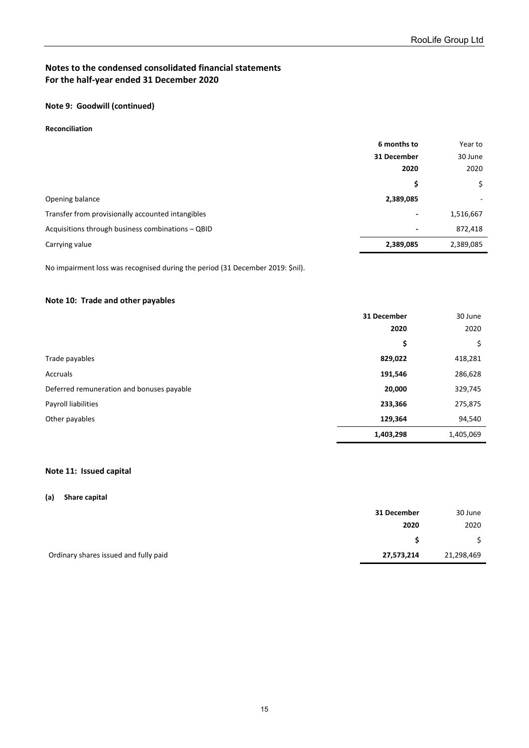## Notes to the condensed consolidated financial statements
## For the half-year ended 31 December 2020

### Note 9: Goodwill (continued)

**Reconciliation**

| | **6 months to 31 December 2020** | Year to 30 June 2020 |
|---|---|---|
| | **$** | $ |
| Opening balance | **2,389,085** | - |
| Transfer from provisionally accounted intangibles | **-** | 1,516,667 |
| Acquisitions through business combinations – QBID | **-** | 872,418 |
| Carrying value | **2,389,085** | 2,389,085 |

No impairment loss was recognised during the period (31 December 2019: $nil).

### Note 10: Trade and other payables

| | **31 December 2020** | 30 June 2020 |
|---|---|---|
| | **$** | $ |
| Trade payables | **829,022** | 418,281 |
| Accruals | **191,546** | 286,628 |
| Deferred remuneration and bonuses payable | **20,000** | 329,745 |
| Payroll liabilities | **233,366** | 275,875 |
| Other payables | **129,364** | 94,540 |
| | **1,403,298** | 1,405,069 |

### Note 11: Issued capital

**(a) Share capital**

| | **31 December 2020** | 30 June 2020 |
|---|---|---|
| | **$** | $ |
| Ordinary shares issued and fully paid | **27,573,214** | 21,298,469 |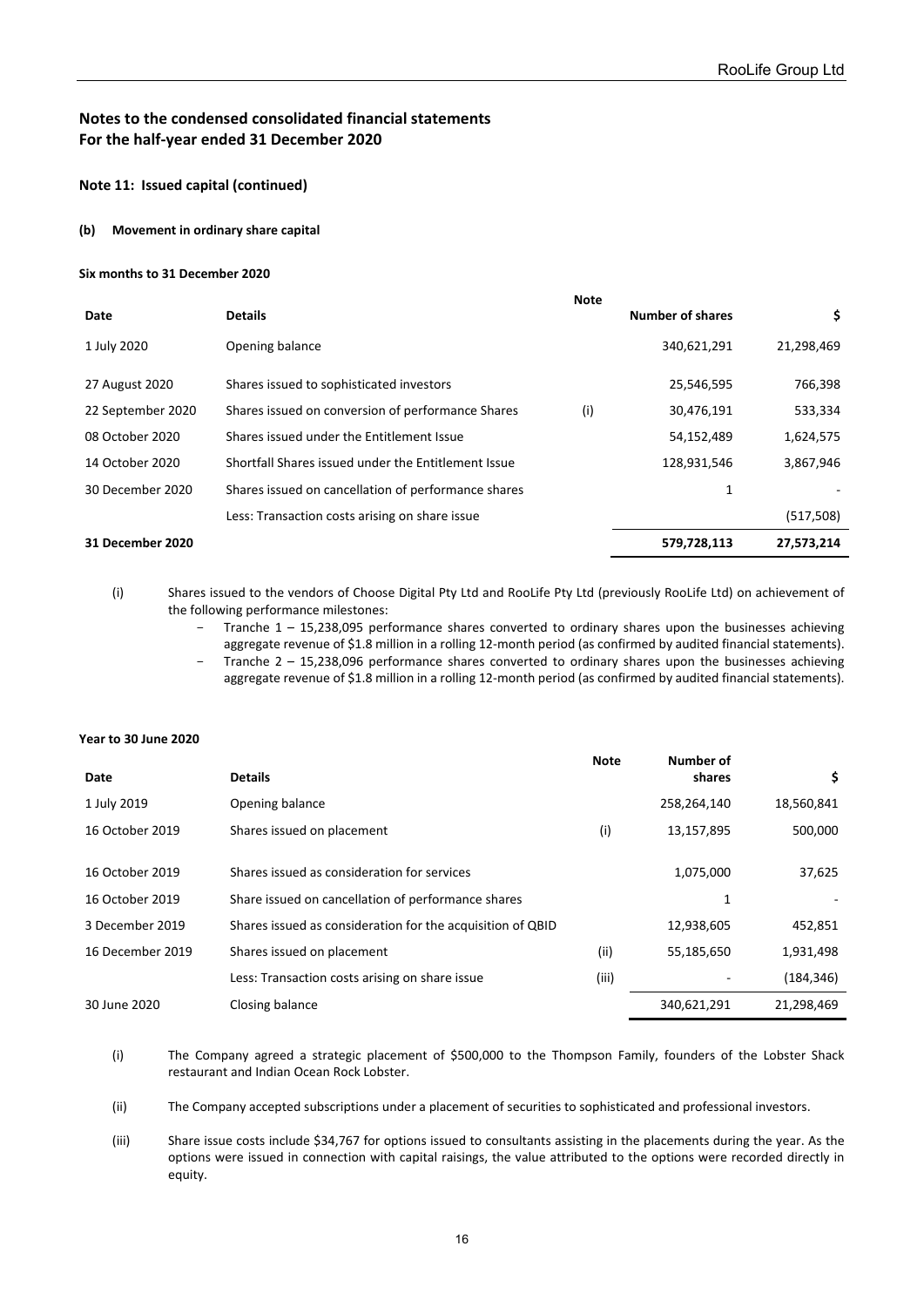## Notes to the condensed consolidated financial statements
## For the half-year ended 31 December 2020

### Note 11: Issued capital (continued)

#### (b) Movement in ordinary share capital

**Six months to 31 December 2020**

| Date | Details | Note | Number of shares | $ |
|---|---|---|---|---|
| 1 July 2020 | Opening balance | | 340,621,291 | 21,298,469 |
| 27 August 2020 | Shares issued to sophisticated investors | | 25,546,595 | 766,398 |
| 22 September 2020 | Shares issued on conversion of performance Shares | (i) | 30,476,191 | 533,334 |
| 08 October 2020 | Shares issued under the Entitlement Issue | | 54,152,489 | 1,624,575 |
| 14 October 2020 | Shortfall Shares issued under the Entitlement Issue | | 128,931,546 | 3,867,946 |
| 30 December 2020 | Shares issued on cancellation of performance shares | | 1 | - |
| | Less: Transaction costs arising on share issue | | | (517,508) |
| **31 December 2020** | | | **579,728,113** | **27,573,214** |

(i) Shares issued to the vendors of Choose Digital Pty Ltd and RooLife Pty Ltd (previously RooLife Ltd) on achievement of the following performance milestones:

- Tranche 1 – 15,238,095 performance shares converted to ordinary shares upon the businesses achieving aggregate revenue of $1.8 million in a rolling 12-month period (as confirmed by audited financial statements).
- Tranche 2 – 15,238,096 performance shares converted to ordinary shares upon the businesses achieving aggregate revenue of $1.8 million in a rolling 12-month period (as confirmed by audited financial statements).

**Year to 30 June 2020**

| Date | Details | Note | Number of shares | $ |
|---|---|---|---|---|
| 1 July 2019 | Opening balance | | 258,264,140 | 18,560,841 |
| 16 October 2019 | Shares issued on placement | (i) | 13,157,895 | 500,000 |
| 16 October 2019 | Shares issued as consideration for services | | 1,075,000 | 37,625 |
| 16 October 2019 | Share issued on cancellation of performance shares | | 1 | - |
| 3 December 2019 | Shares issued as consideration for the acquisition of QBID | | 12,938,605 | 452,851 |
| 16 December 2019 | Shares issued on placement | (ii) | 55,185,650 | 1,931,498 |
| | Less: Transaction costs arising on share issue | (iii) | - | (184,346) |
| 30 June 2020 | Closing balance | | 340,621,291 | 21,298,469 |

(i) The Company agreed a strategic placement of $500,000 to the Thompson Family, founders of the Lobster Shack restaurant and Indian Ocean Rock Lobster.

(ii) The Company accepted subscriptions under a placement of securities to sophisticated and professional investors.

(iii) Share issue costs include $34,767 for options issued to consultants assisting in the placements during the year. As the options were issued in connection with capital raisings, the value attributed to the options were recorded directly in equity.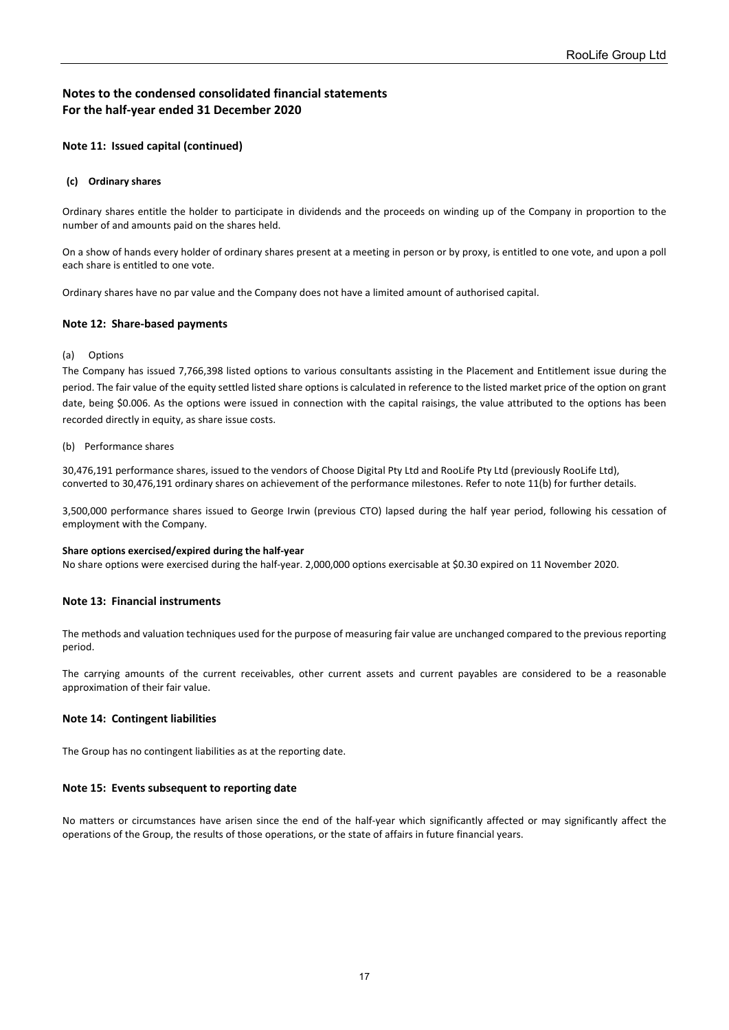# Notes to the condensed consolidated financial statements
# For the half-year ended 31 December 2020

## Note 11: Issued capital (continued)

### (c) Ordinary shares

Ordinary shares entitle the holder to participate in dividends and the proceeds on winding up of the Company in proportion to the number of and amounts paid on the shares held.

On a show of hands every holder of ordinary shares present at a meeting in person or by proxy, is entitled to one vote, and upon a poll each share is entitled to one vote.

Ordinary shares have no par value and the Company does not have a limited amount of authorised capital.

## Note 12: Share-based payments

(a) Options

The Company has issued 7,766,398 listed options to various consultants assisting in the Placement and Entitlement issue during the period. The fair value of the equity settled listed share options is calculated in reference to the listed market price of the option on grant date, being $0.006. As the options were issued in connection with the capital raisings, the value attributed to the options has been recorded directly in equity, as share issue costs.

(b) Performance shares

30,476,191 performance shares, issued to the vendors of Choose Digital Pty Ltd and RooLife Pty Ltd (previously RooLife Ltd), converted to 30,476,191 ordinary shares on achievement of the performance milestones. Refer to note 11(b) for further details.

3,500,000 performance shares issued to George Irwin (previous CTO) lapsed during the half year period, following his cessation of employment with the Company.

**Share options exercised/expired during the half-year**

No share options were exercised during the half-year. 2,000,000 options exercisable at $0.30 expired on 11 November 2020.

## Note 13: Financial instruments

The methods and valuation techniques used for the purpose of measuring fair value are unchanged compared to the previous reporting period.

The carrying amounts of the current receivables, other current assets and current payables are considered to be a reasonable approximation of their fair value.

## Note 14: Contingent liabilities

The Group has no contingent liabilities as at the reporting date.

## Note 15: Events subsequent to reporting date

No matters or circumstances have arisen since the end of the half-year which significantly affected or may significantly affect the operations of the Group, the results of those operations, or the state of affairs in future financial years.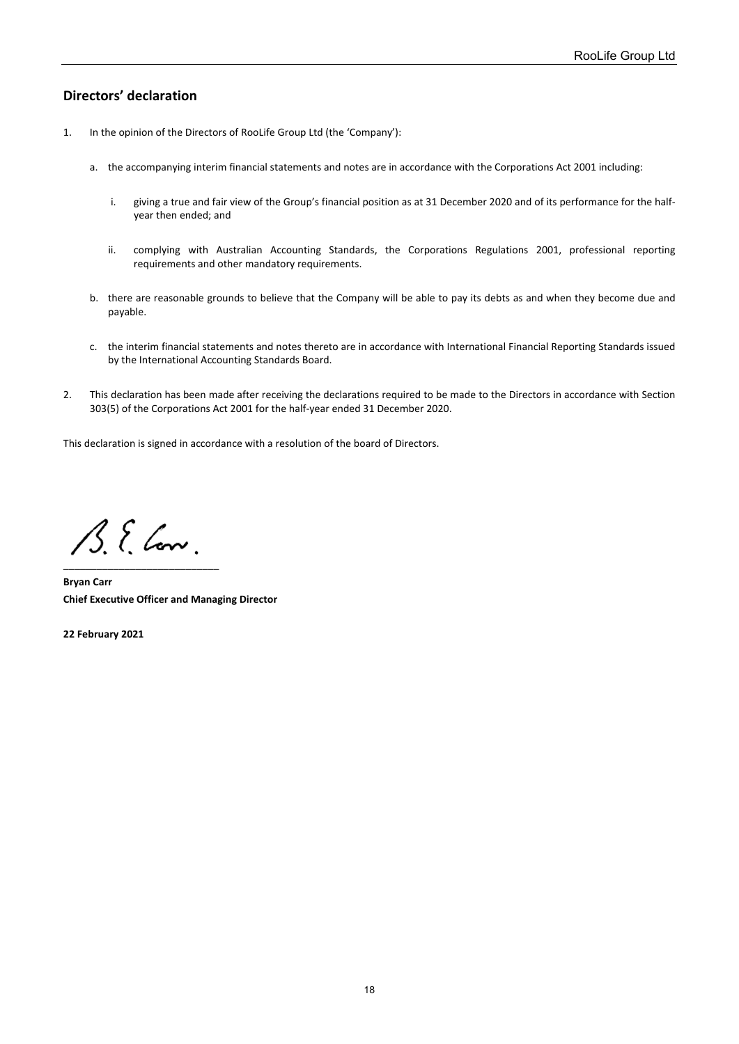## Directors' declaration

1. In the opinion of the Directors of RooLife Group Ltd (the 'Company'):

   a. the accompanying interim financial statements and notes are in accordance with the Corporations Act 2001 including:

      i. giving a true and fair view of the Group's financial position as at 31 December 2020 and of its performance for the half-year then ended; and

      ii. complying with Australian Accounting Standards, the Corporations Regulations 2001, professional reporting requirements and other mandatory requirements.

   b. there are reasonable grounds to believe that the Company will be able to pay its debts as and when they become due and payable.

   c. the interim financial statements and notes thereto are in accordance with International Financial Reporting Standards issued by the International Accounting Standards Board.

2. This declaration has been made after receiving the declarations required to be made to the Directors in accordance with Section 303(5) of the Corporations Act 2001 for the half-year ended 31 December 2020.

This declaration is signed in accordance with a resolution of the board of Directors.

\_\_\_\_\_\_\_\_\_\_\_\_\_\_\_\_\_\_\_\_\_\_\_\_\_\_\_\_

**Bryan Carr**
**Chief Executive Officer and Managing Director**

**22 February 2021**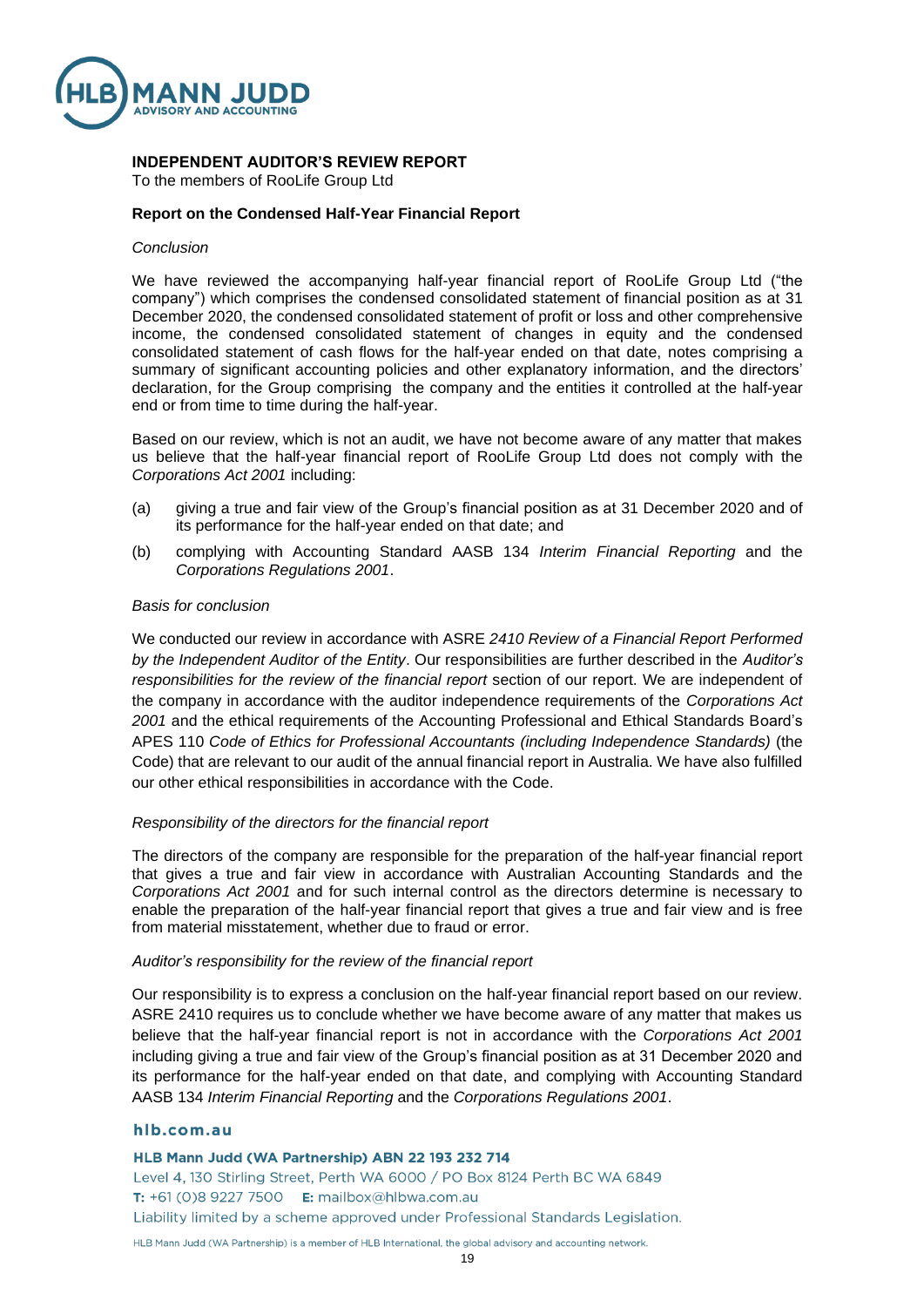## INDEPENDENT AUDITOR'S REVIEW REPORT

To the members of RooLife Group Ltd

### Report on the Condensed Half-Year Financial Report

*Conclusion*

We have reviewed the accompanying half-year financial report of RooLife Group Ltd ("the company") which comprises the condensed consolidated statement of financial position as at 31 December 2020, the condensed consolidated statement of profit or loss and other comprehensive income, the condensed consolidated statement of changes in equity and the condensed consolidated statement of cash flows for the half-year ended on that date, notes comprising a summary of significant accounting policies and other explanatory information, and the directors' declaration, for the Group comprising the company and the entities it controlled at the half-year end or from time to time during the half-year.

Based on our review, which is not an audit, we have not become aware of any matter that makes us believe that the half-year financial report of RooLife Group Ltd does not comply with the *Corporations Act 2001* including:

(a) giving a true and fair view of the Group's financial position as at 31 December 2020 and of its performance for the half-year ended on that date; and

(b) complying with Accounting Standard AASB 134 *Interim Financial Reporting* and the *Corporations Regulations 2001*.

*Basis for conclusion*

We conducted our review in accordance with ASRE *2410 Review of a Financial Report Performed by the Independent Auditor of the Entity*. Our responsibilities are further described in the *Auditor's responsibilities for the review of the financial report* section of our report. We are independent of the company in accordance with the auditor independence requirements of the *Corporations Act 2001* and the ethical requirements of the Accounting Professional and Ethical Standards Board's APES 110 *Code of Ethics for Professional Accountants (including Independence Standards)* (the Code) that are relevant to our audit of the annual financial report in Australia. We have also fulfilled our other ethical responsibilities in accordance with the Code.

*Responsibility of the directors for the financial report*

The directors of the company are responsible for the preparation of the half-year financial report that gives a true and fair view in accordance with Australian Accounting Standards and the *Corporations Act 2001* and for such internal control as the directors determine is necessary to enable the preparation of the half-year financial report that gives a true and fair view and is free from material misstatement, whether due to fraud or error.

*Auditor's responsibility for the review of the financial report*

Our responsibility is to express a conclusion on the half-year financial report based on our review. ASRE 2410 requires us to conclude whether we have become aware of any matter that makes us believe that the half-year financial report is not in accordance with the *Corporations Act 2001* including giving a true and fair view of the Group's financial position as at 31 December 2020 and its performance for the half-year ended on that date, and complying with Accounting Standard AASB 134 *Interim Financial Reporting* and the *Corporations Regulations 2001*.

**hlb.com.au**

**HLB Mann Judd (WA Partnership) ABN 22 193 232 714**
Level 4, 130 Stirling Street, Perth WA 6000 / PO Box 8124 Perth BC WA 6849
**T:** +61 (0)8 9227 7500 **E:** mailbox@hlbwa.com.au
Liability limited by a scheme approved under Professional Standards Legislation.

HLB Mann Judd (WA Partnership) is a member of HLB International, the global advisory and accounting network.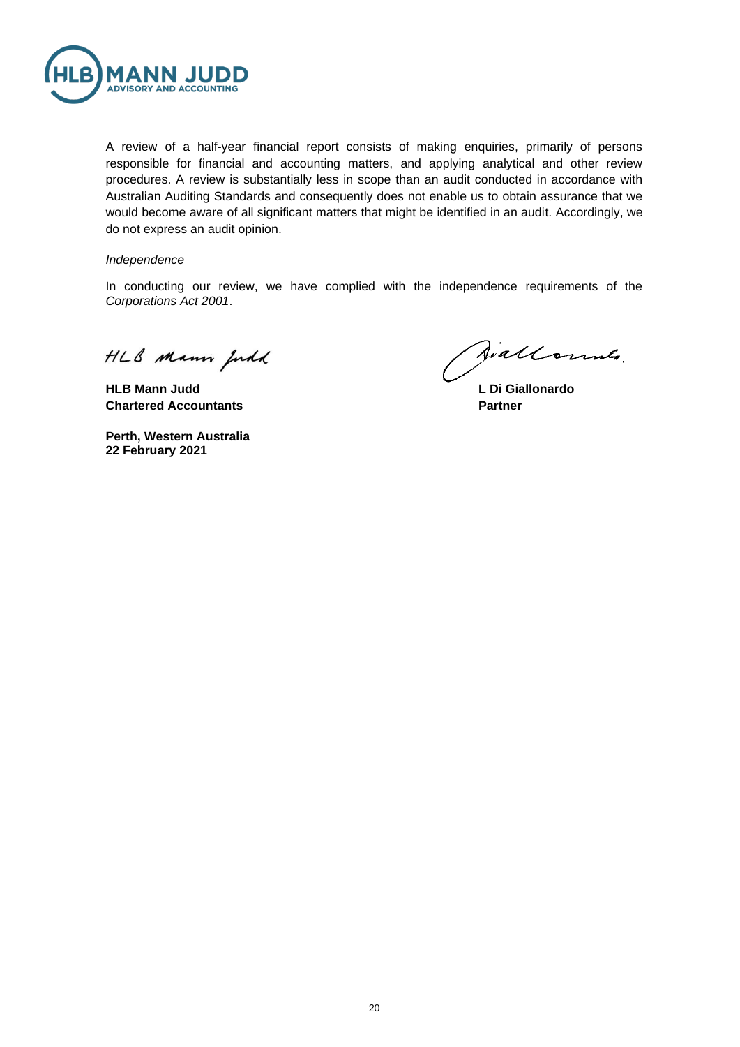A review of a half-year financial report consists of making enquiries, primarily of persons responsible for financial and accounting matters, and applying analytical and other review procedures. A review is substantially less in scope than an audit conducted in accordance with Australian Auditing Standards and consequently does not enable us to obtain assurance that we would become aware of all significant matters that might be identified in an audit. Accordingly, we do not express an audit opinion.

*Independence*

In conducting our review, we have complied with the independence requirements of the *Corporations Act 2001*.

**HLB Mann Judd**
**Chartered Accountants**

**L Di Giallonardo**
**Partner**

**Perth, Western Australia**
**22 February 2021**